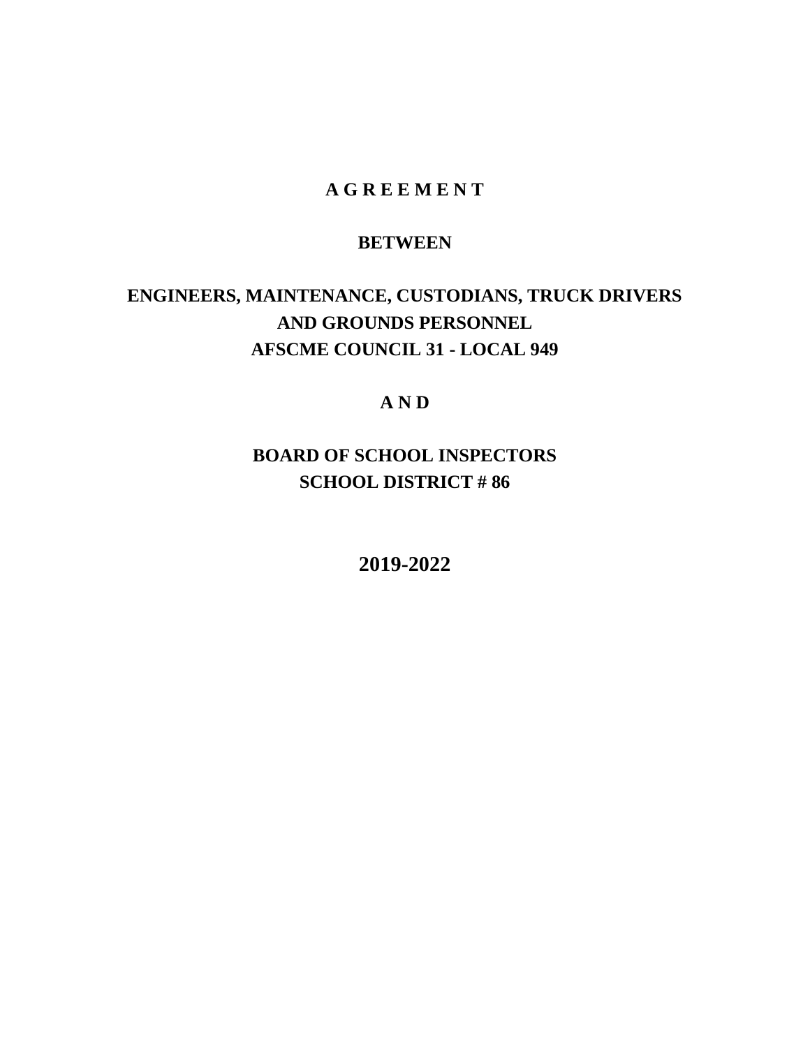# A G R E E M E N T

## BETWEEN

## ENGINEERS, MAINTENANCE, CUSTODIANS, TRUCK DRIVERS AND GROUNDS PERSONNEL AFSCME COUNCIL 31 - LOCAL 949

## A N D

## BOARD OF SCHOOL INSPECTORS SCHOOL DISTRICT # 86

## 2019-2022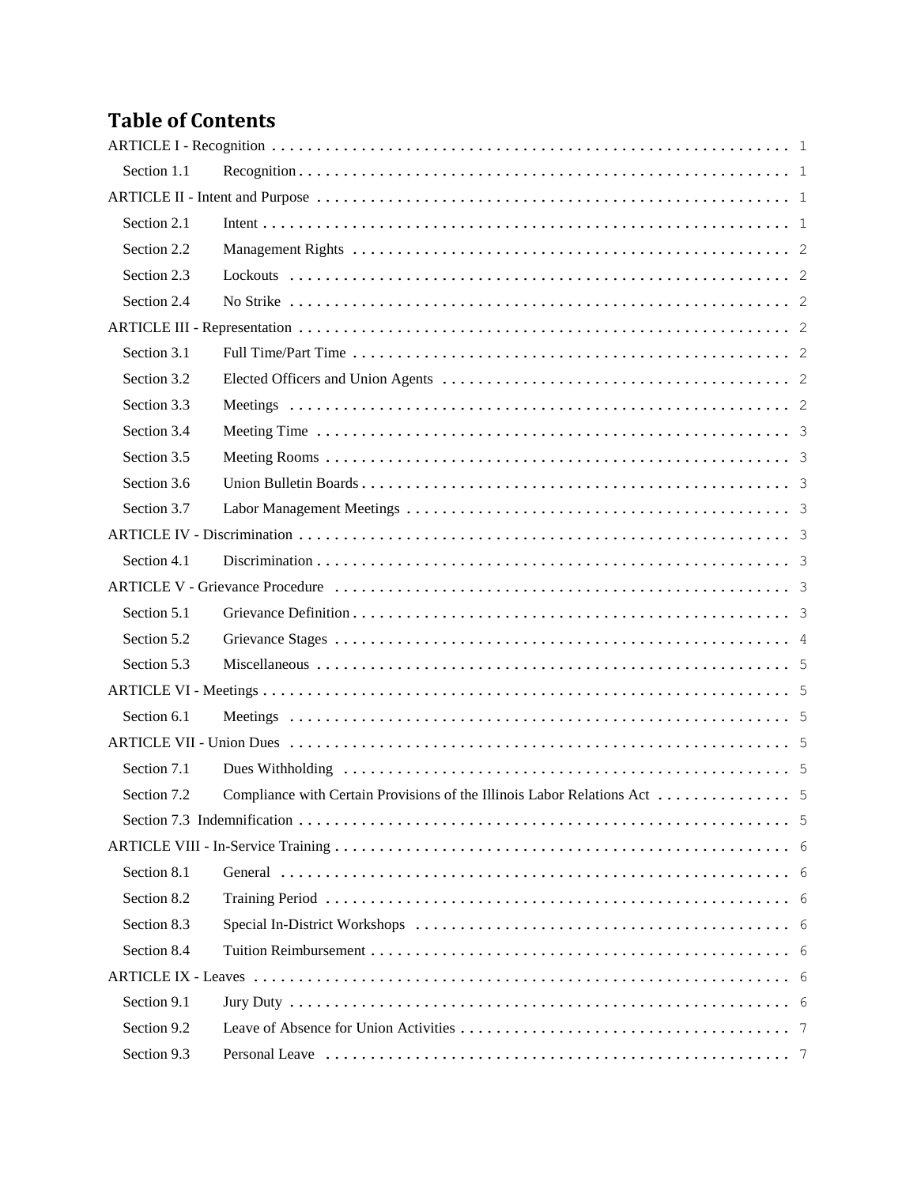# Table of Contents

ARTICLE I - Recognition . . . . . 1

- Section 1.1 Recognition . . . . . 1

ARTICLE II - Intent and Purpose . . . . . 1

- Section 2.1 Intent . . . . . 1
- Section 2.2 Management Rights . . . . . 2
- Section 2.3 Lockouts . . . . . 2
- Section 2.4 No Strike . . . . . 2

ARTICLE III - Representation . . . . . 2

- Section 3.1 Full Time/Part Time . . . . . 2
- Section 3.2 Elected Officers and Union Agents . . . . . 2
- Section 3.3 Meetings . . . . . 2
- Section 3.4 Meeting Time . . . . . 3
- Section 3.5 Meeting Rooms . . . . . 3
- Section 3.6 Union Bulletin Boards . . . . . 3
- Section 3.7 Labor Management Meetings . . . . . 3

ARTICLE IV - Discrimination . . . . . 3

- Section 4.1 Discrimination . . . . . 3

ARTICLE V - Grievance Procedure . . . . . 3

- Section 5.1 Grievance Definition . . . . . 3
- Section 5.2 Grievance Stages . . . . . 4
- Section 5.3 Miscellaneous . . . . . 5

ARTICLE VI - Meetings . . . . . 5

- Section 6.1 Meetings . . . . . 5

ARTICLE VII - Union Dues . . . . . 5

- Section 7.1 Dues Withholding . . . . . 5
- Section 7.2 Compliance with Certain Provisions of the Illinois Labor Relations Act . . . . . 5
- Section 7.3 Indemnification . . . . . 5

ARTICLE VIII - In-Service Training . . . . . 6

- Section 8.1 General . . . . . 6
- Section 8.2 Training Period . . . . . 6
- Section 8.3 Special In-District Workshops . . . . . 6
- Section 8.4 Tuition Reimbursement . . . . . 6

ARTICLE IX - Leaves . . . . . 6

- Section 9.1 Jury Duty . . . . . 6
- Section 9.2 Leave of Absence for Union Activities . . . . . 7
- Section 9.3 Personal Leave . . . . . 7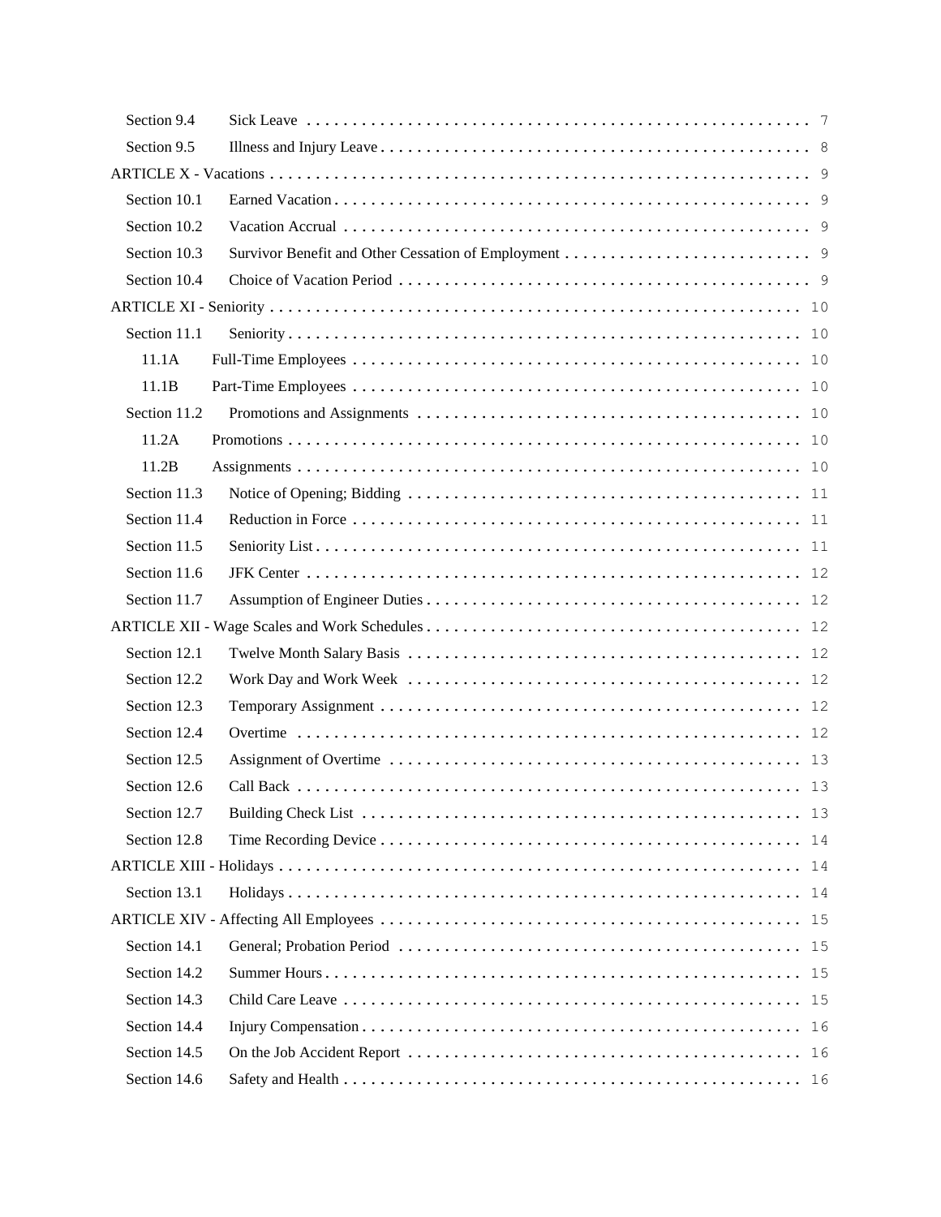| | | |
|---|---|---|
| Section 9.4 | Sick Leave | 7 |
| Section 9.5 | Illness and Injury Leave | 8 |
| ARTICLE X - Vacations | | 9 |
| Section 10.1 | Earned Vacation | 9 |
| Section 10.2 | Vacation Accrual | 9 |
| Section 10.3 | Survivor Benefit and Other Cessation of Employment | 9 |
| Section 10.4 | Choice of Vacation Period | 9 |
| ARTICLE XI - Seniority | | 10 |
| Section 11.1 | Seniority | 10 |
| 11.1A | Full-Time Employees | 10 |
| 11.1B | Part-Time Employees | 10 |
| Section 11.2 | Promotions and Assignments | 10 |
| 11.2A | Promotions | 10 |
| 11.2B | Assignments | 10 |
| Section 11.3 | Notice of Opening; Bidding | 11 |
| Section 11.4 | Reduction in Force | 11 |
| Section 11.5 | Seniority List | 11 |
| Section 11.6 | JFK Center | 12 |
| Section 11.7 | Assumption of Engineer Duties | 12 |
| ARTICLE XII - Wage Scales and Work Schedules | | 12 |
| Section 12.1 | Twelve Month Salary Basis | 12 |
| Section 12.2 | Work Day and Work Week | 12 |
| Section 12.3 | Temporary Assignment | 12 |
| Section 12.4 | Overtime | 12 |
| Section 12.5 | Assignment of Overtime | 13 |
| Section 12.6 | Call Back | 13 |
| Section 12.7 | Building Check List | 13 |
| Section 12.8 | Time Recording Device | 14 |
| ARTICLE XIII - Holidays | | 14 |
| Section 13.1 | Holidays | 14 |
| ARTICLE XIV - Affecting All Employees | | 15 |
| Section 14.1 | General; Probation Period | 15 |
| Section 14.2 | Summer Hours | 15 |
| Section 14.3 | Child Care Leave | 15 |
| Section 14.4 | Injury Compensation | 16 |
| Section 14.5 | On the Job Accident Report | 16 |
| Section 14.6 | Safety and Health | 16 |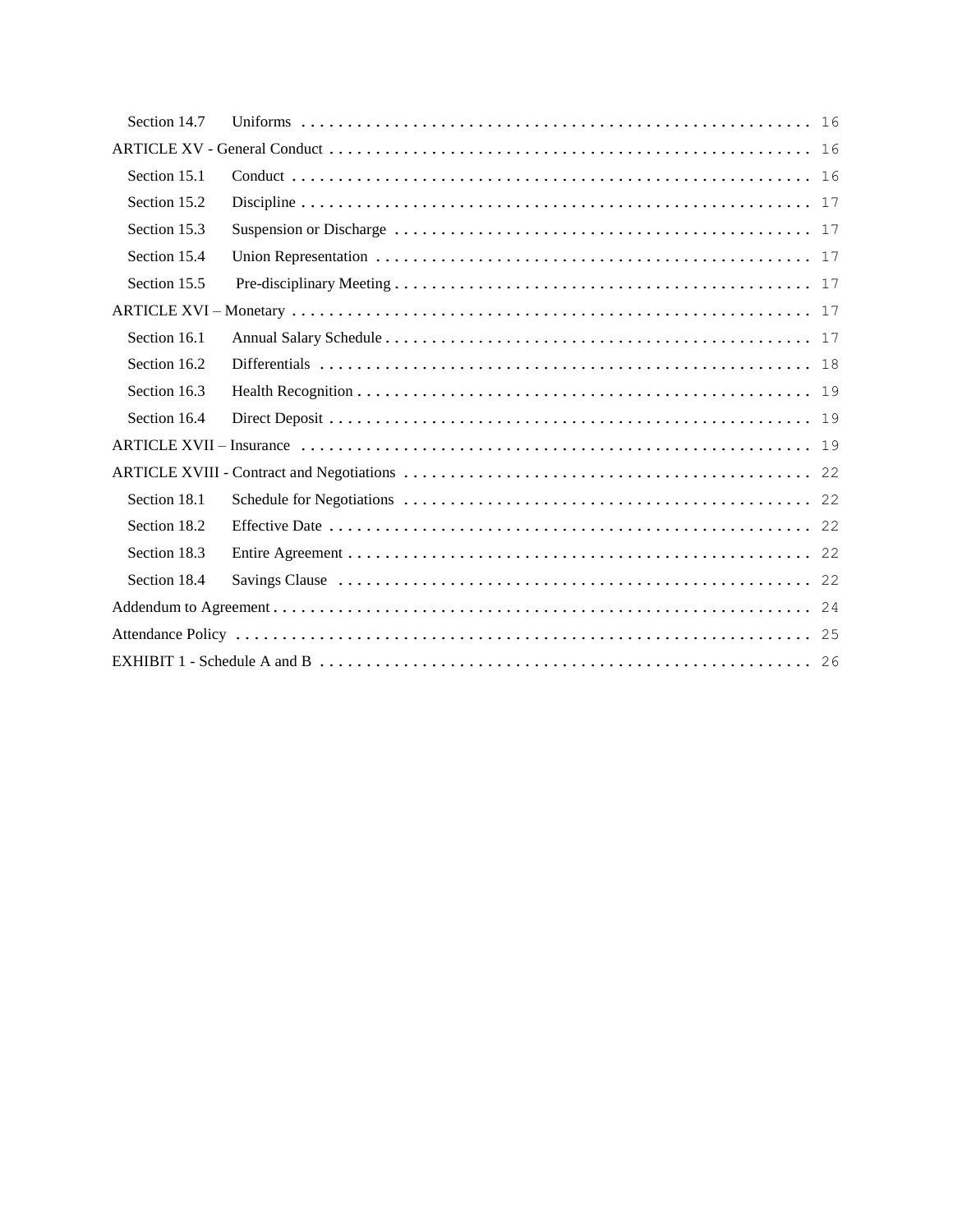Section 14.7 Uniforms . . . . . . . . . . . . . . . . . . . . . . . . . . . . . . . . . . . . . . . . . . . . . . . . . . . . . 16

ARTICLE XV - General Conduct . . . . . . . . . . . . . . . . . . . . . . . . . . . . . . . . . . . . . . . . . . . . . . . . . . . . 16

Section 15.1 Conduct . . . . . . . . . . . . . . . . . . . . . . . . . . . . . . . . . . . . . . . . . . . . . . . . . . . . . . 16

Section 15.2 Discipline . . . . . . . . . . . . . . . . . . . . . . . . . . . . . . . . . . . . . . . . . . . . . . . . . . . . . 17

Section 15.3 Suspension or Discharge . . . . . . . . . . . . . . . . . . . . . . . . . . . . . . . . . . . . . . . . . . . . . 17

Section 15.4 Union Representation . . . . . . . . . . . . . . . . . . . . . . . . . . . . . . . . . . . . . . . . . . . . . . 17

Section 15.5 Pre-disciplinary Meeting . . . . . . . . . . . . . . . . . . . . . . . . . . . . . . . . . . . . . . . . . . . . 17

ARTICLE XVI – Monetary . . . . . . . . . . . . . . . . . . . . . . . . . . . . . . . . . . . . . . . . . . . . . . . . . . . . . . . 17

Section 16.1 Annual Salary Schedule . . . . . . . . . . . . . . . . . . . . . . . . . . . . . . . . . . . . . . . . . . . . . 17

Section 16.2 Differentials . . . . . . . . . . . . . . . . . . . . . . . . . . . . . . . . . . . . . . . . . . . . . . . . . . . . . 18

Section 16.3 Health Recognition . . . . . . . . . . . . . . . . . . . . . . . . . . . . . . . . . . . . . . . . . . . . . . . . . 19

Section 16.4 Direct Deposit . . . . . . . . . . . . . . . . . . . . . . . . . . . . . . . . . . . . . . . . . . . . . . . . . . . . 19

ARTICLE XVII – Insurance . . . . . . . . . . . . . . . . . . . . . . . . . . . . . . . . . . . . . . . . . . . . . . . . . . . . . . 19

ARTICLE XVIII - Contract and Negotiations . . . . . . . . . . . . . . . . . . . . . . . . . . . . . . . . . . . . . . . . . . . 22

Section 18.1 Schedule for Negotiations . . . . . . . . . . . . . . . . . . . . . . . . . . . . . . . . . . . . . . . . . . . 22

Section 18.2 Effective Date . . . . . . . . . . . . . . . . . . . . . . . . . . . . . . . . . . . . . . . . . . . . . . . . . . . 22

Section 18.3 Entire Agreement . . . . . . . . . . . . . . . . . . . . . . . . . . . . . . . . . . . . . . . . . . . . . . . . . . 22

Section 18.4 Savings Clause . . . . . . . . . . . . . . . . . . . . . . . . . . . . . . . . . . . . . . . . . . . . . . . . . . . 22

Addendum to Agreement . . . . . . . . . . . . . . . . . . . . . . . . . . . . . . . . . . . . . . . . . . . . . . . . . . . . . . . . 24

Attendance Policy . . . . . . . . . . . . . . . . . . . . . . . . . . . . . . . . . . . . . . . . . . . . . . . . . . . . . . . . . . . . 25

EXHIBIT 1 - Schedule A and B . . . . . . . . . . . . . . . . . . . . . . . . . . . . . . . . . . . . . . . . . . . . . . . . . . . . 26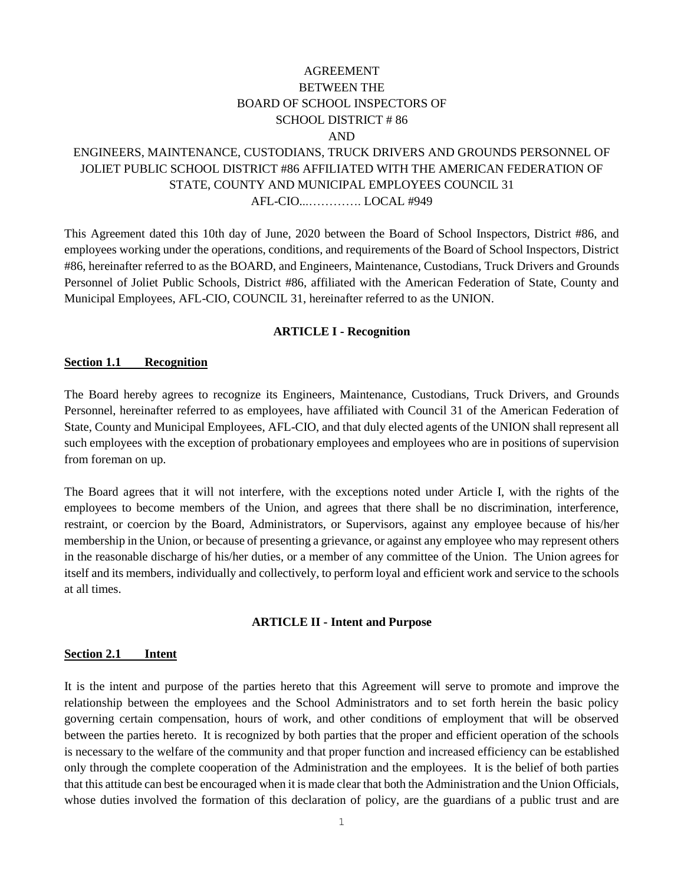AGREEMENT
BETWEEN THE
BOARD OF SCHOOL INSPECTORS OF
SCHOOL DISTRICT # 86
AND
ENGINEERS, MAINTENANCE, CUSTODIANS, TRUCK DRIVERS AND GROUNDS PERSONNEL OF JOLIET PUBLIC SCHOOL DISTRICT #86 AFFILIATED WITH THE AMERICAN FEDERATION OF STATE, COUNTY AND MUNICIPAL EMPLOYEES COUNCIL 31
AFL-CIO...…………. LOCAL #949

This Agreement dated this 10th day of June, 2020 between the Board of School Inspectors, District #86, and employees working under the operations, conditions, and requirements of the Board of School Inspectors, District #86, hereinafter referred to as the BOARD, and Engineers, Maintenance, Custodians, Truck Drivers and Grounds Personnel of Joliet Public Schools, District #86, affiliated with the American Federation of State, County and Municipal Employees, AFL-CIO, COUNCIL 31, hereinafter referred to as the UNION.

## ARTICLE I - Recognition

**Section 1.1 Recognition**

The Board hereby agrees to recognize its Engineers, Maintenance, Custodians, Truck Drivers, and Grounds Personnel, hereinafter referred to as employees, have affiliated with Council 31 of the American Federation of State, County and Municipal Employees, AFL-CIO, and that duly elected agents of the UNION shall represent all such employees with the exception of probationary employees and employees who are in positions of supervision from foreman on up.

The Board agrees that it will not interfere, with the exceptions noted under Article I, with the rights of the employees to become members of the Union, and agrees that there shall be no discrimination, interference, restraint, or coercion by the Board, Administrators, or Supervisors, against any employee because of his/her membership in the Union, or because of presenting a grievance, or against any employee who may represent others in the reasonable discharge of his/her duties, or a member of any committee of the Union. The Union agrees for itself and its members, individually and collectively, to perform loyal and efficient work and service to the schools at all times.

## ARTICLE II - Intent and Purpose

**Section 2.1 Intent**

It is the intent and purpose of the parties hereto that this Agreement will serve to promote and improve the relationship between the employees and the School Administrators and to set forth herein the basic policy governing certain compensation, hours of work, and other conditions of employment that will be observed between the parties hereto. It is recognized by both parties that the proper and efficient operation of the schools is necessary to the welfare of the community and that proper function and increased efficiency can be established only through the complete cooperation of the Administration and the employees. It is the belief of both parties that this attitude can best be encouraged when it is made clear that both the Administration and the Union Officials, whose duties involved the formation of this declaration of policy, are the guardians of a public trust and are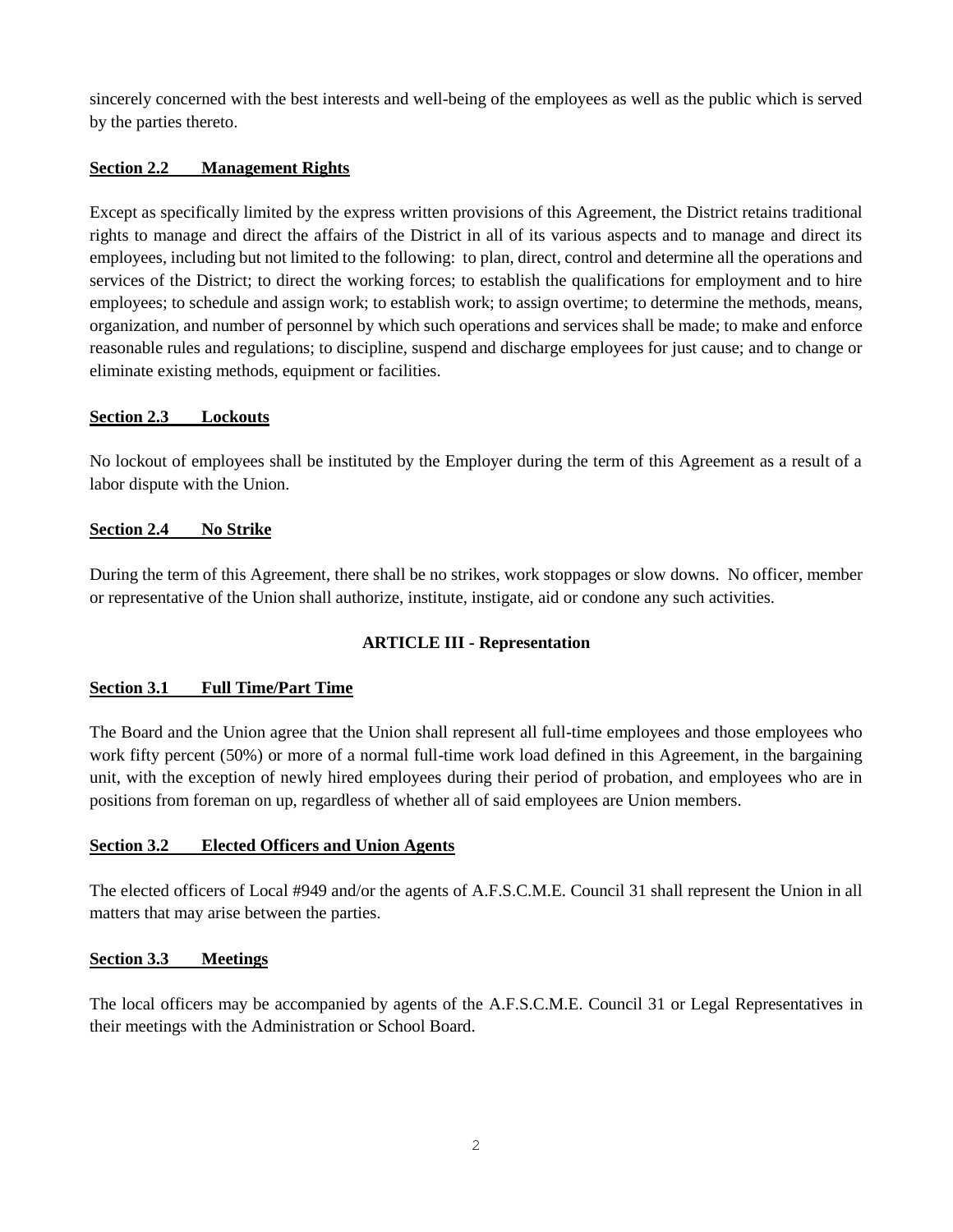sincerely concerned with the best interests and well-being of the employees as well as the public which is served by the parties thereto.

**Section 2.2 Management Rights**

Except as specifically limited by the express written provisions of this Agreement, the District retains traditional rights to manage and direct the affairs of the District in all of its various aspects and to manage and direct its employees, including but not limited to the following: to plan, direct, control and determine all the operations and services of the District; to direct the working forces; to establish the qualifications for employment and to hire employees; to schedule and assign work; to establish work; to assign overtime; to determine the methods, means, organization, and number of personnel by which such operations and services shall be made; to make and enforce reasonable rules and regulations; to discipline, suspend and discharge employees for just cause; and to change or eliminate existing methods, equipment or facilities.

**Section 2.3 Lockouts**

No lockout of employees shall be instituted by the Employer during the term of this Agreement as a result of a labor dispute with the Union.

**Section 2.4 No Strike**

During the term of this Agreement, there shall be no strikes, work stoppages or slow downs. No officer, member or representative of the Union shall authorize, institute, instigate, aid or condone any such activities.

## ARTICLE III - Representation

**Section 3.1 Full Time/Part Time**

The Board and the Union agree that the Union shall represent all full-time employees and those employees who work fifty percent (50%) or more of a normal full-time work load defined in this Agreement, in the bargaining unit, with the exception of newly hired employees during their period of probation, and employees who are in positions from foreman on up, regardless of whether all of said employees are Union members.

**Section 3.2 Elected Officers and Union Agents**

The elected officers of Local #949 and/or the agents of A.F.S.C.M.E. Council 31 shall represent the Union in all matters that may arise between the parties.

**Section 3.3 Meetings**

The local officers may be accompanied by agents of the A.F.S.C.M.E. Council 31 or Legal Representatives in their meetings with the Administration or School Board.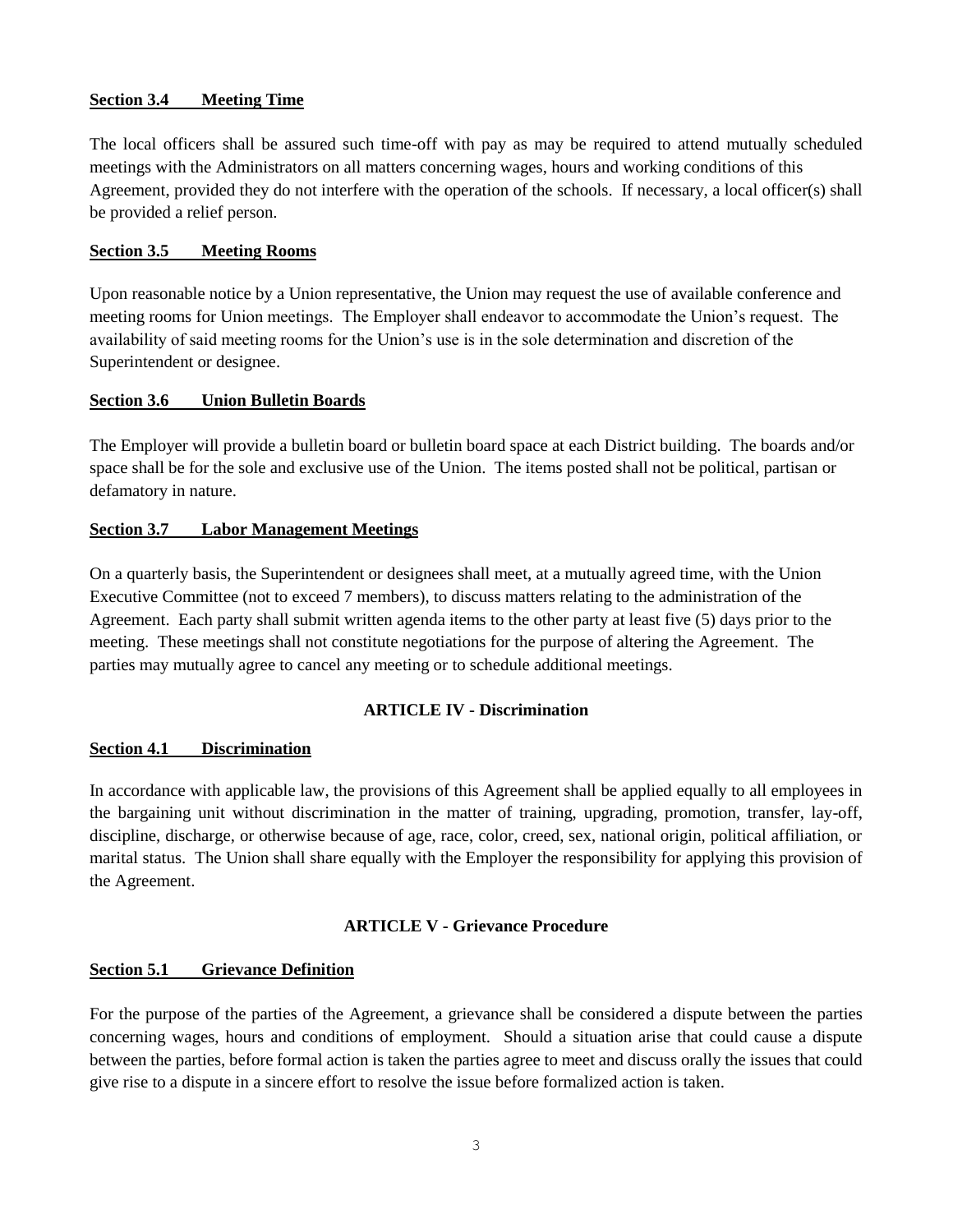**Section 3.4 Meeting Time**

The local officers shall be assured such time-off with pay as may be required to attend mutually scheduled meetings with the Administrators on all matters concerning wages, hours and working conditions of this Agreement, provided they do not interfere with the operation of the schools. If necessary, a local officer(s) shall be provided a relief person.

**Section 3.5 Meeting Rooms**

Upon reasonable notice by a Union representative, the Union may request the use of available conference and meeting rooms for Union meetings. The Employer shall endeavor to accommodate the Union's request. The availability of said meeting rooms for the Union's use is in the sole determination and discretion of the Superintendent or designee.

**Section 3.6 Union Bulletin Boards**

The Employer will provide a bulletin board or bulletin board space at each District building. The boards and/or space shall be for the sole and exclusive use of the Union. The items posted shall not be political, partisan or defamatory in nature.

**Section 3.7 Labor Management Meetings**

On a quarterly basis, the Superintendent or designees shall meet, at a mutually agreed time, with the Union Executive Committee (not to exceed 7 members), to discuss matters relating to the administration of the Agreement. Each party shall submit written agenda items to the other party at least five (5) days prior to the meeting. These meetings shall not constitute negotiations for the purpose of altering the Agreement. The parties may mutually agree to cancel any meeting or to schedule additional meetings.

## ARTICLE IV - Discrimination

**Section 4.1 Discrimination**

In accordance with applicable law, the provisions of this Agreement shall be applied equally to all employees in the bargaining unit without discrimination in the matter of training, upgrading, promotion, transfer, lay-off, discipline, discharge, or otherwise because of age, race, color, creed, sex, national origin, political affiliation, or marital status. The Union shall share equally with the Employer the responsibility for applying this provision of the Agreement.

## ARTICLE V - Grievance Procedure

**Section 5.1 Grievance Definition**

For the purpose of the parties of the Agreement, a grievance shall be considered a dispute between the parties concerning wages, hours and conditions of employment. Should a situation arise that could cause a dispute between the parties, before formal action is taken the parties agree to meet and discuss orally the issues that could give rise to a dispute in a sincere effort to resolve the issue before formalized action is taken.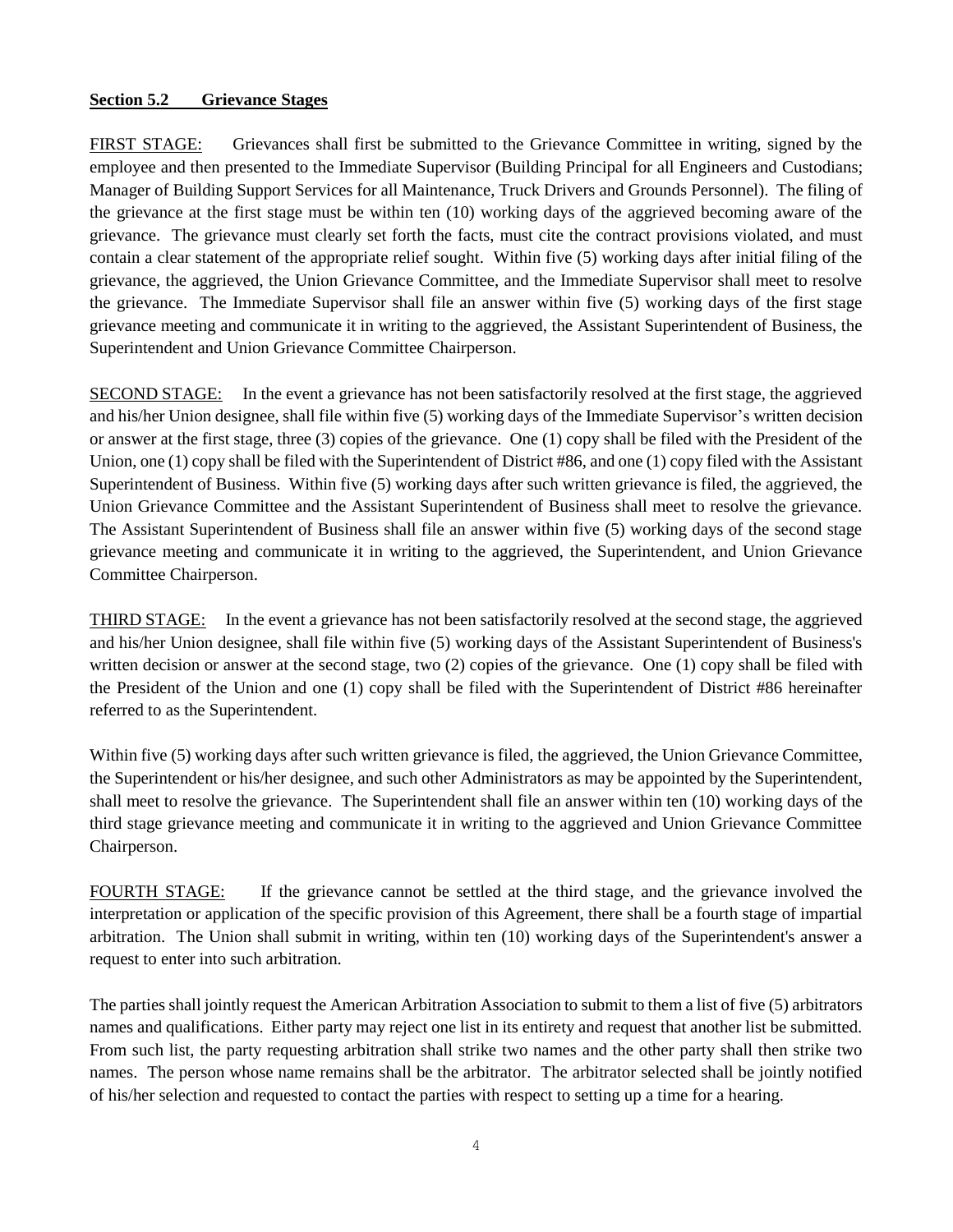**Section 5.2 Grievance Stages**

FIRST STAGE: Grievances shall first be submitted to the Grievance Committee in writing, signed by the employee and then presented to the Immediate Supervisor (Building Principal for all Engineers and Custodians; Manager of Building Support Services for all Maintenance, Truck Drivers and Grounds Personnel). The filing of the grievance at the first stage must be within ten (10) working days of the aggrieved becoming aware of the grievance. The grievance must clearly set forth the facts, must cite the contract provisions violated, and must contain a clear statement of the appropriate relief sought. Within five (5) working days after initial filing of the grievance, the aggrieved, the Union Grievance Committee, and the Immediate Supervisor shall meet to resolve the grievance. The Immediate Supervisor shall file an answer within five (5) working days of the first stage grievance meeting and communicate it in writing to the aggrieved, the Assistant Superintendent of Business, the Superintendent and Union Grievance Committee Chairperson.

SECOND STAGE: In the event a grievance has not been satisfactorily resolved at the first stage, the aggrieved and his/her Union designee, shall file within five (5) working days of the Immediate Supervisor's written decision or answer at the first stage, three (3) copies of the grievance. One (1) copy shall be filed with the President of the Union, one (1) copy shall be filed with the Superintendent of District #86, and one (1) copy filed with the Assistant Superintendent of Business. Within five (5) working days after such written grievance is filed, the aggrieved, the Union Grievance Committee and the Assistant Superintendent of Business shall meet to resolve the grievance. The Assistant Superintendent of Business shall file an answer within five (5) working days of the second stage grievance meeting and communicate it in writing to the aggrieved, the Superintendent, and Union Grievance Committee Chairperson.

THIRD STAGE: In the event a grievance has not been satisfactorily resolved at the second stage, the aggrieved and his/her Union designee, shall file within five (5) working days of the Assistant Superintendent of Business's written decision or answer at the second stage, two (2) copies of the grievance. One (1) copy shall be filed with the President of the Union and one (1) copy shall be filed with the Superintendent of District #86 hereinafter referred to as the Superintendent.

Within five (5) working days after such written grievance is filed, the aggrieved, the Union Grievance Committee, the Superintendent or his/her designee, and such other Administrators as may be appointed by the Superintendent, shall meet to resolve the grievance. The Superintendent shall file an answer within ten (10) working days of the third stage grievance meeting and communicate it in writing to the aggrieved and Union Grievance Committee Chairperson.

FOURTH STAGE: If the grievance cannot be settled at the third stage, and the grievance involved the interpretation or application of the specific provision of this Agreement, there shall be a fourth stage of impartial arbitration. The Union shall submit in writing, within ten (10) working days of the Superintendent's answer a request to enter into such arbitration.

The parties shall jointly request the American Arbitration Association to submit to them a list of five (5) arbitrators names and qualifications. Either party may reject one list in its entirety and request that another list be submitted. From such list, the party requesting arbitration shall strike two names and the other party shall then strike two names. The person whose name remains shall be the arbitrator. The arbitrator selected shall be jointly notified of his/her selection and requested to contact the parties with respect to setting up a time for a hearing.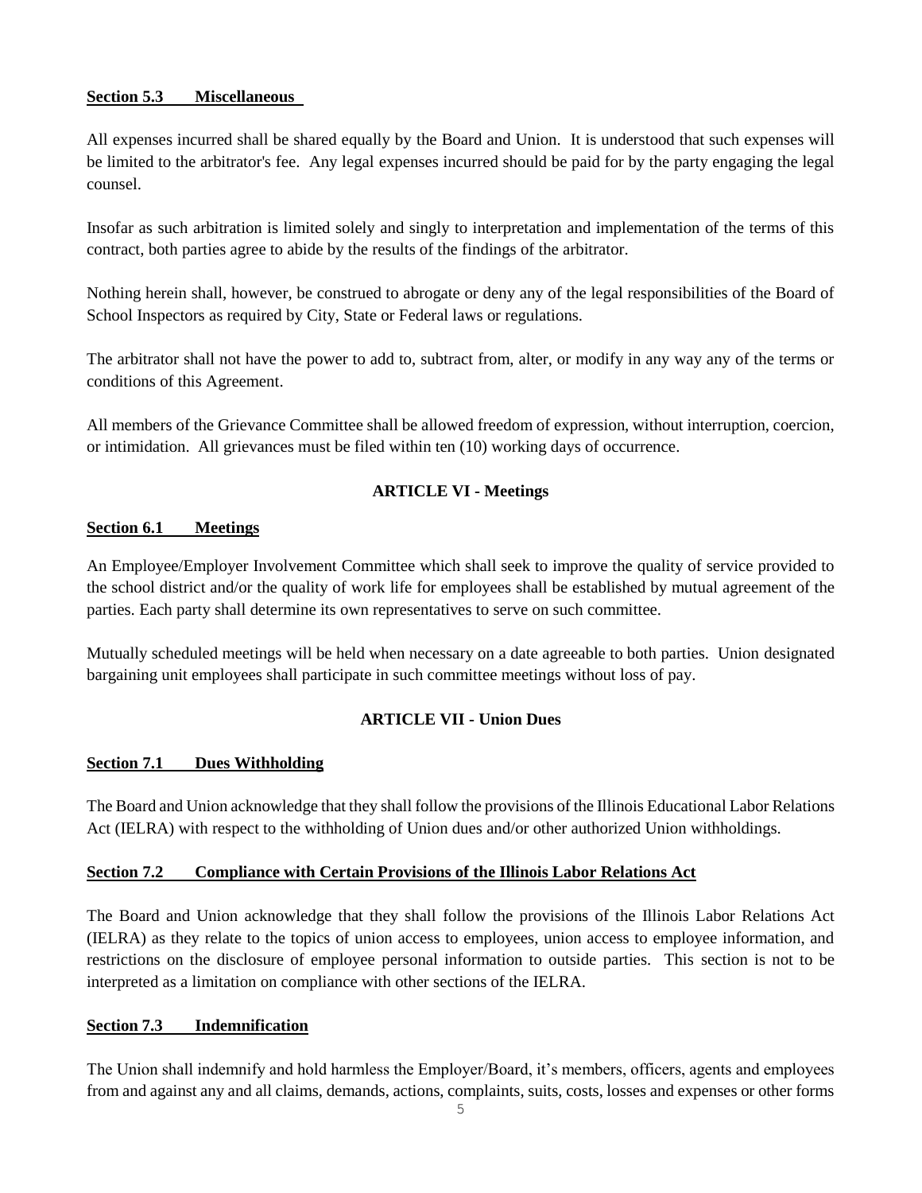**Section 5.3 Miscellaneous**

All expenses incurred shall be shared equally by the Board and Union. It is understood that such expenses will be limited to the arbitrator's fee. Any legal expenses incurred should be paid for by the party engaging the legal counsel.

Insofar as such arbitration is limited solely and singly to interpretation and implementation of the terms of this contract, both parties agree to abide by the results of the findings of the arbitrator.

Nothing herein shall, however, be construed to abrogate or deny any of the legal responsibilities of the Board of School Inspectors as required by City, State or Federal laws or regulations.

The arbitrator shall not have the power to add to, subtract from, alter, or modify in any way any of the terms or conditions of this Agreement.

All members of the Grievance Committee shall be allowed freedom of expression, without interruption, coercion, or intimidation. All grievances must be filed within ten (10) working days of occurrence.

## ARTICLE VI - Meetings

**Section 6.1 Meetings**

An Employee/Employer Involvement Committee which shall seek to improve the quality of service provided to the school district and/or the quality of work life for employees shall be established by mutual agreement of the parties. Each party shall determine its own representatives to serve on such committee.

Mutually scheduled meetings will be held when necessary on a date agreeable to both parties. Union designated bargaining unit employees shall participate in such committee meetings without loss of pay.

## ARTICLE VII - Union Dues

**Section 7.1 Dues Withholding**

The Board and Union acknowledge that they shall follow the provisions of the Illinois Educational Labor Relations Act (IELRA) with respect to the withholding of Union dues and/or other authorized Union withholdings.

**Section 7.2 Compliance with Certain Provisions of the Illinois Labor Relations Act**

The Board and Union acknowledge that they shall follow the provisions of the Illinois Labor Relations Act (IELRA) as they relate to the topics of union access to employees, union access to employee information, and restrictions on the disclosure of employee personal information to outside parties. This section is not to be interpreted as a limitation on compliance with other sections of the IELRA.

**Section 7.3 Indemnification**

The Union shall indemnify and hold harmless the Employer/Board, it's members, officers, agents and employees from and against any and all claims, demands, actions, complaints, suits, costs, losses and expenses or other forms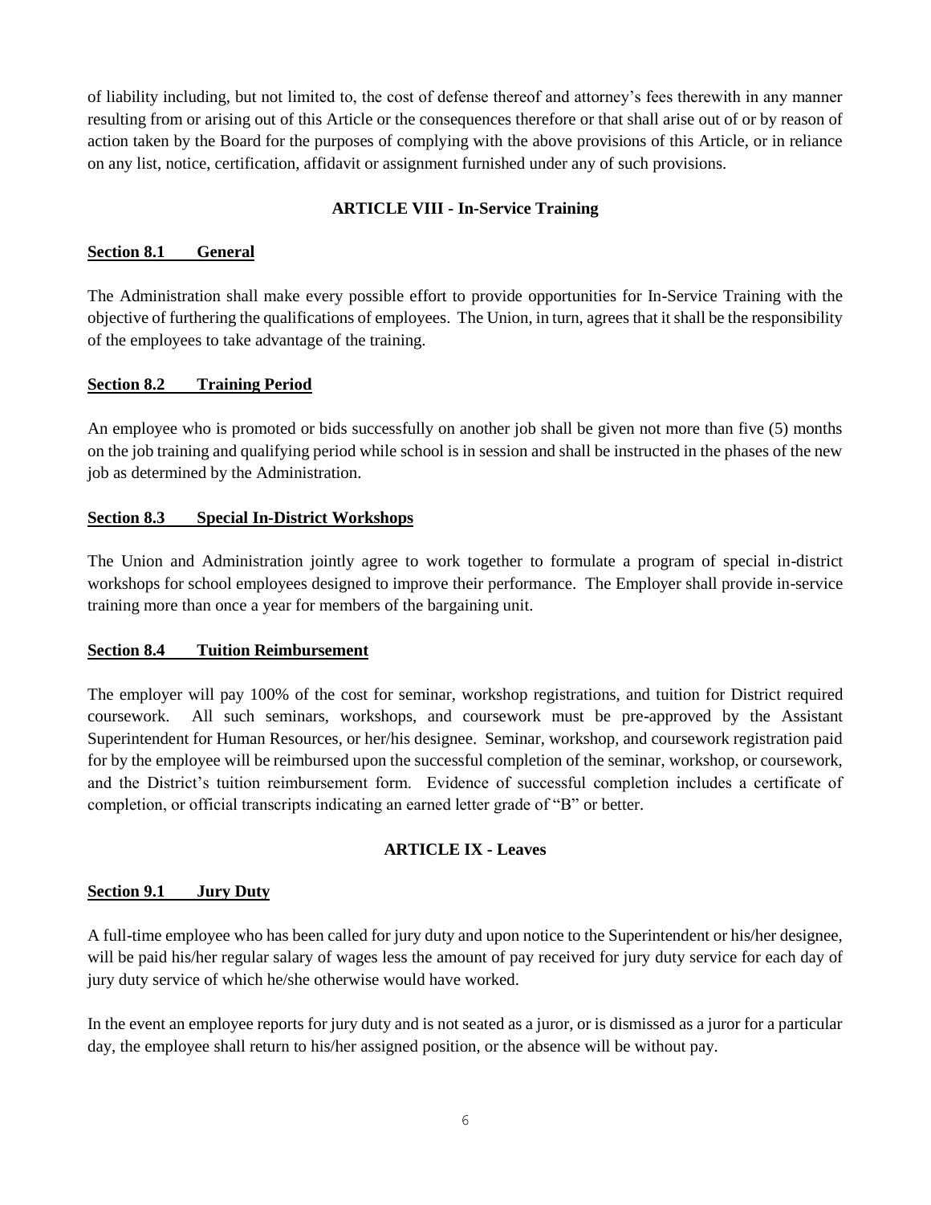of liability including, but not limited to, the cost of defense thereof and attorney's fees therewith in any manner resulting from or arising out of this Article or the consequences therefore or that shall arise out of or by reason of action taken by the Board for the purposes of complying with the above provisions of this Article, or in reliance on any list, notice, certification, affidavit or assignment furnished under any of such provisions.

## ARTICLE VIII - In-Service Training

### Section 8.1 General

The Administration shall make every possible effort to provide opportunities for In-Service Training with the objective of furthering the qualifications of employees. The Union, in turn, agrees that it shall be the responsibility of the employees to take advantage of the training.

### Section 8.2 Training Period

An employee who is promoted or bids successfully on another job shall be given not more than five (5) months on the job training and qualifying period while school is in session and shall be instructed in the phases of the new job as determined by the Administration.

### Section 8.3 Special In-District Workshops

The Union and Administration jointly agree to work together to formulate a program of special in-district workshops for school employees designed to improve their performance. The Employer shall provide in-service training more than once a year for members of the bargaining unit.

### Section 8.4 Tuition Reimbursement

The employer will pay 100% of the cost for seminar, workshop registrations, and tuition for District required coursework. All such seminars, workshops, and coursework must be pre-approved by the Assistant Superintendent for Human Resources, or her/his designee. Seminar, workshop, and coursework registration paid for by the employee will be reimbursed upon the successful completion of the seminar, workshop, or coursework, and the District's tuition reimbursement form. Evidence of successful completion includes a certificate of completion, or official transcripts indicating an earned letter grade of "B" or better.

## ARTICLE IX - Leaves

### Section 9.1 Jury Duty

A full-time employee who has been called for jury duty and upon notice to the Superintendent or his/her designee, will be paid his/her regular salary of wages less the amount of pay received for jury duty service for each day of jury duty service of which he/she otherwise would have worked.

In the event an employee reports for jury duty and is not seated as a juror, or is dismissed as a juror for a particular day, the employee shall return to his/her assigned position, or the absence will be without pay.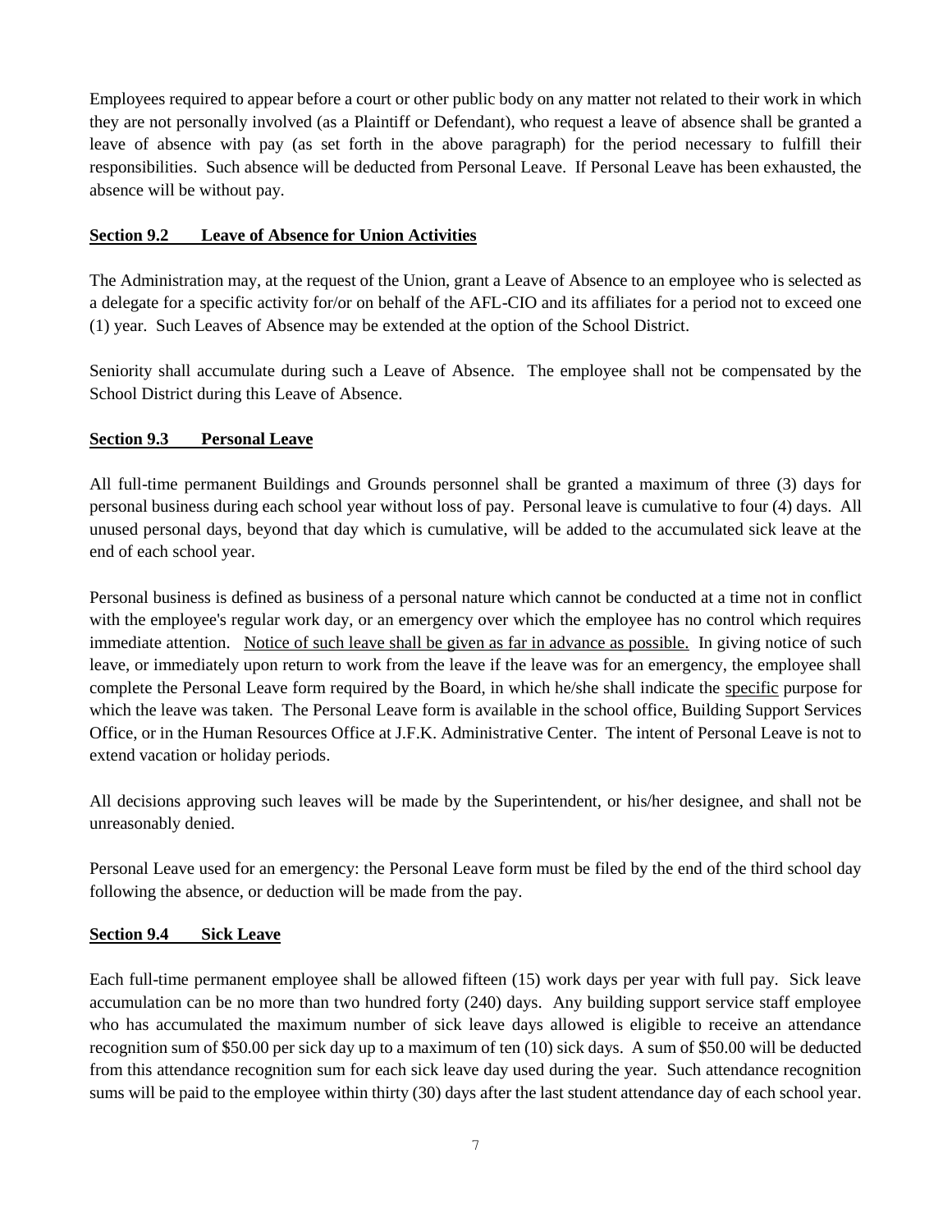Employees required to appear before a court or other public body on any matter not related to their work in which they are not personally involved (as a Plaintiff or Defendant), who request a leave of absence shall be granted a leave of absence with pay (as set forth in the above paragraph) for the period necessary to fulfill their responsibilities. Such absence will be deducted from Personal Leave. If Personal Leave has been exhausted, the absence will be without pay.

### Section 9.2 Leave of Absence for Union Activities

The Administration may, at the request of the Union, grant a Leave of Absence to an employee who is selected as a delegate for a specific activity for/or on behalf of the AFL-CIO and its affiliates for a period not to exceed one (1) year. Such Leaves of Absence may be extended at the option of the School District.

Seniority shall accumulate during such a Leave of Absence. The employee shall not be compensated by the School District during this Leave of Absence.

### Section 9.3 Personal Leave

All full-time permanent Buildings and Grounds personnel shall be granted a maximum of three (3) days for personal business during each school year without loss of pay. Personal leave is cumulative to four (4) days. All unused personal days, beyond that day which is cumulative, will be added to the accumulated sick leave at the end of each school year.

Personal business is defined as business of a personal nature which cannot be conducted at a time not in conflict with the employee's regular work day, or an emergency over which the employee has no control which requires immediate attention. Notice of such leave shall be given as far in advance as possible. In giving notice of such leave, or immediately upon return to work from the leave if the leave was for an emergency, the employee shall complete the Personal Leave form required by the Board, in which he/she shall indicate the specific purpose for which the leave was taken. The Personal Leave form is available in the school office, Building Support Services Office, or in the Human Resources Office at J.F.K. Administrative Center. The intent of Personal Leave is not to extend vacation or holiday periods.

All decisions approving such leaves will be made by the Superintendent, or his/her designee, and shall not be unreasonably denied.

Personal Leave used for an emergency: the Personal Leave form must be filed by the end of the third school day following the absence, or deduction will be made from the pay.

### Section 9.4 Sick Leave

Each full-time permanent employee shall be allowed fifteen (15) work days per year with full pay. Sick leave accumulation can be no more than two hundred forty (240) days. Any building support service staff employee who has accumulated the maximum number of sick leave days allowed is eligible to receive an attendance recognition sum of $50.00 per sick day up to a maximum of ten (10) sick days. A sum of $50.00 will be deducted from this attendance recognition sum for each sick leave day used during the year. Such attendance recognition sums will be paid to the employee within thirty (30) days after the last student attendance day of each school year.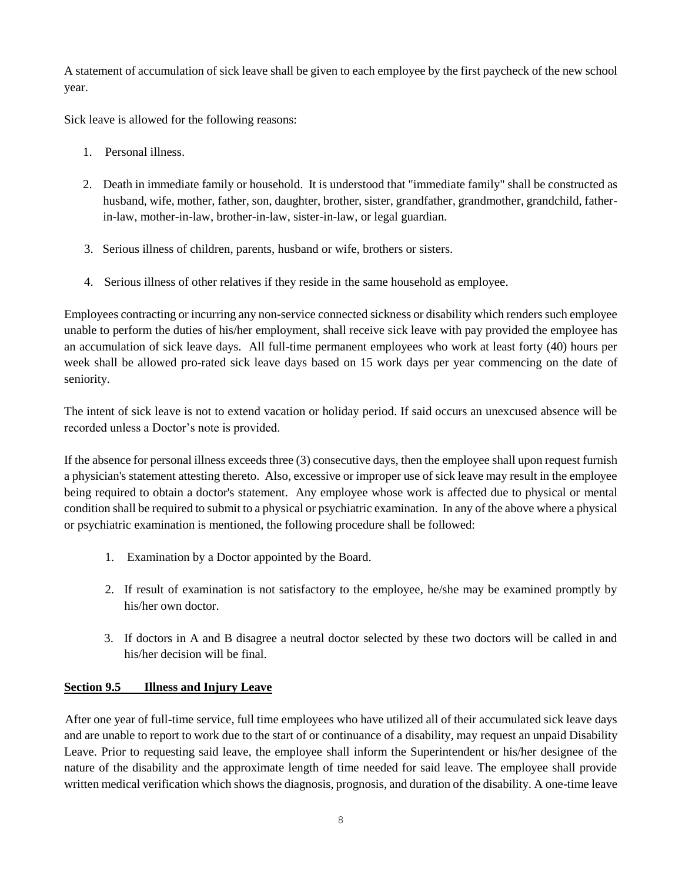A statement of accumulation of sick leave shall be given to each employee by the first paycheck of the new school year.

Sick leave is allowed for the following reasons:

1. Personal illness.
2. Death in immediate family or household. It is understood that "immediate family" shall be constructed as husband, wife, mother, father, son, daughter, brother, sister, grandfather, grandmother, grandchild, father-in-law, mother-in-law, brother-in-law, sister-in-law, or legal guardian.
3. Serious illness of children, parents, husband or wife, brothers or sisters.
4. Serious illness of other relatives if they reside in the same household as employee.

Employees contracting or incurring any non-service connected sickness or disability which renders such employee unable to perform the duties of his/her employment, shall receive sick leave with pay provided the employee has an accumulation of sick leave days. All full-time permanent employees who work at least forty (40) hours per week shall be allowed pro-rated sick leave days based on 15 work days per year commencing on the date of seniority.

The intent of sick leave is not to extend vacation or holiday period. If said occurs an unexcused absence will be recorded unless a Doctor's note is provided.

If the absence for personal illness exceeds three (3) consecutive days, then the employee shall upon request furnish a physician's statement attesting thereto. Also, excessive or improper use of sick leave may result in the employee being required to obtain a doctor's statement. Any employee whose work is affected due to physical or mental condition shall be required to submit to a physical or psychiatric examination. In any of the above where a physical or psychiatric examination is mentioned, the following procedure shall be followed:

1. Examination by a Doctor appointed by the Board.
2. If result of examination is not satisfactory to the employee, he/she may be examined promptly by his/her own doctor.
3. If doctors in A and B disagree a neutral doctor selected by these two doctors will be called in and his/her decision will be final.

**Section 9.5 Illness and Injury Leave**

After one year of full-time service, full time employees who have utilized all of their accumulated sick leave days and are unable to report to work due to the start of or continuance of a disability, may request an unpaid Disability Leave. Prior to requesting said leave, the employee shall inform the Superintendent or his/her designee of the nature of the disability and the approximate length of time needed for said leave. The employee shall provide written medical verification which shows the diagnosis, prognosis, and duration of the disability. A one-time leave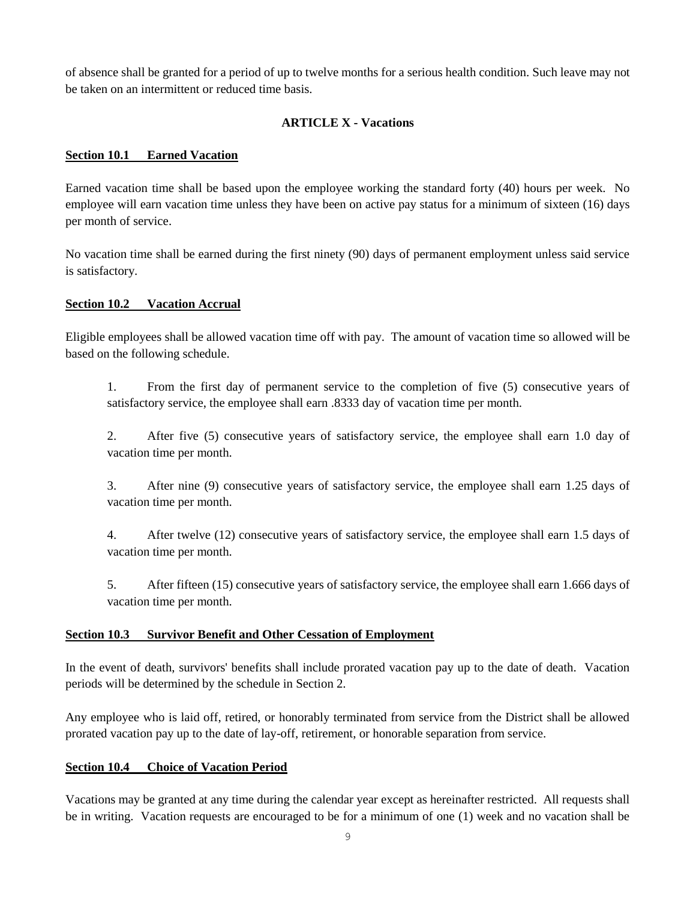of absence shall be granted for a period of up to twelve months for a serious health condition. Such leave may not be taken on an intermittent or reduced time basis.

## ARTICLE X - Vacations

### Section 10.1 Earned Vacation

Earned vacation time shall be based upon the employee working the standard forty (40) hours per week. No employee will earn vacation time unless they have been on active pay status for a minimum of sixteen (16) days per month of service.

No vacation time shall be earned during the first ninety (90) days of permanent employment unless said service is satisfactory.

### Section 10.2 Vacation Accrual

Eligible employees shall be allowed vacation time off with pay. The amount of vacation time so allowed will be based on the following schedule.

1. From the first day of permanent service to the completion of five (5) consecutive years of satisfactory service, the employee shall earn .8333 day of vacation time per month.

2. After five (5) consecutive years of satisfactory service, the employee shall earn 1.0 day of vacation time per month.

3. After nine (9) consecutive years of satisfactory service, the employee shall earn 1.25 days of vacation time per month.

4. After twelve (12) consecutive years of satisfactory service, the employee shall earn 1.5 days of vacation time per month.

5. After fifteen (15) consecutive years of satisfactory service, the employee shall earn 1.666 days of vacation time per month.

### Section 10.3 Survivor Benefit and Other Cessation of Employment

In the event of death, survivors' benefits shall include prorated vacation pay up to the date of death. Vacation periods will be determined by the schedule in Section 2.

Any employee who is laid off, retired, or honorably terminated from service from the District shall be allowed prorated vacation pay up to the date of lay-off, retirement, or honorable separation from service.

### Section 10.4 Choice of Vacation Period

Vacations may be granted at any time during the calendar year except as hereinafter restricted. All requests shall be in writing. Vacation requests are encouraged to be for a minimum of one (1) week and no vacation shall be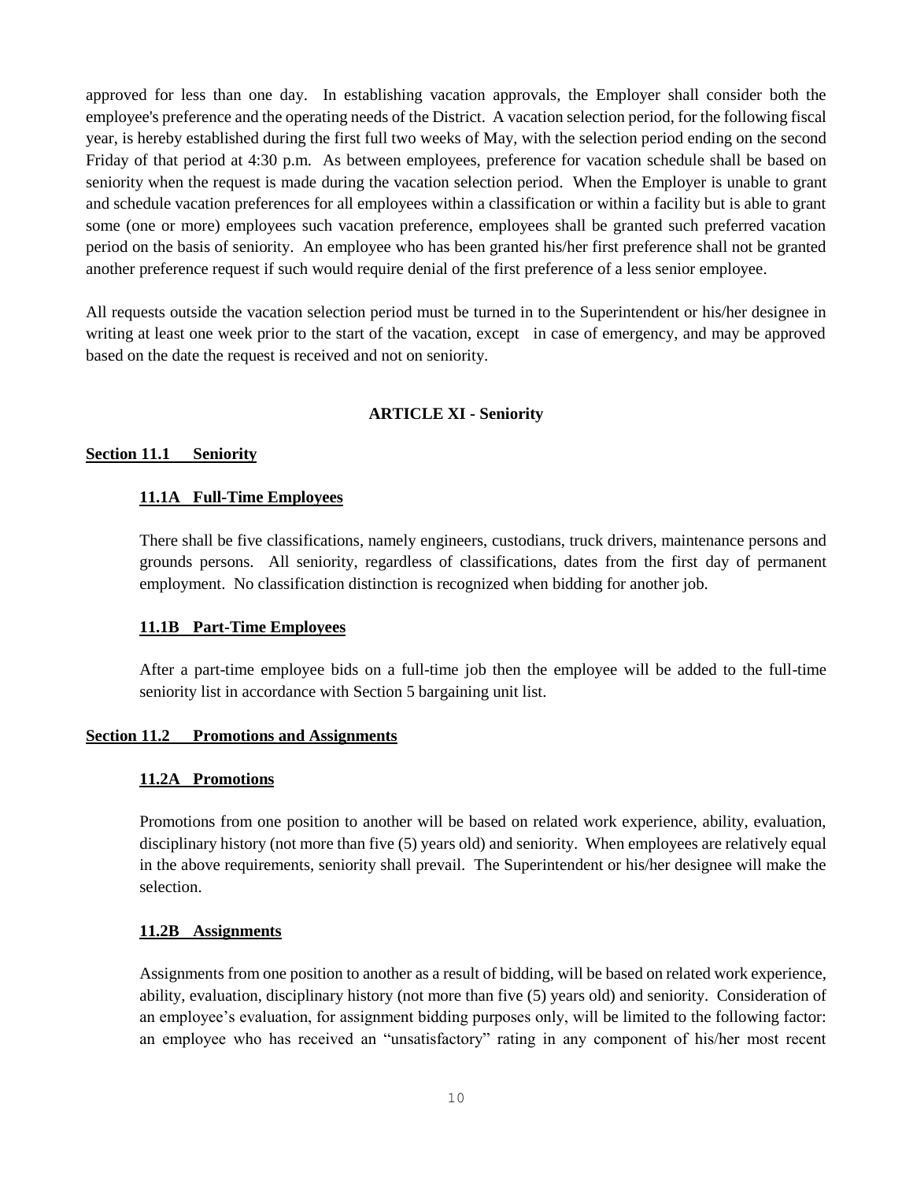approved for less than one day. In establishing vacation approvals, the Employer shall consider both the employee's preference and the operating needs of the District. A vacation selection period, for the following fiscal year, is hereby established during the first full two weeks of May, with the selection period ending on the second Friday of that period at 4:30 p.m. As between employees, preference for vacation schedule shall be based on seniority when the request is made during the vacation selection period. When the Employer is unable to grant and schedule vacation preferences for all employees within a classification or within a facility but is able to grant some (one or more) employees such vacation preference, employees shall be granted such preferred vacation period on the basis of seniority. An employee who has been granted his/her first preference shall not be granted another preference request if such would require denial of the first preference of a less senior employee.

All requests outside the vacation selection period must be turned in to the Superintendent or his/her designee in writing at least one week prior to the start of the vacation, except in case of emergency, and may be approved based on the date the request is received and not on seniority.

## ARTICLE XI - Seniority

### Section 11.1 Seniority

#### 11.1A Full-Time Employees

There shall be five classifications, namely engineers, custodians, truck drivers, maintenance persons and grounds persons. All seniority, regardless of classifications, dates from the first day of permanent employment. No classification distinction is recognized when bidding for another job.

#### 11.1B Part-Time Employees

After a part-time employee bids on a full-time job then the employee will be added to the full-time seniority list in accordance with Section 5 bargaining unit list.

### Section 11.2 Promotions and Assignments

#### 11.2A Promotions

Promotions from one position to another will be based on related work experience, ability, evaluation, disciplinary history (not more than five (5) years old) and seniority. When employees are relatively equal in the above requirements, seniority shall prevail. The Superintendent or his/her designee will make the selection.

#### 11.2B Assignments

Assignments from one position to another as a result of bidding, will be based on related work experience, ability, evaluation, disciplinary history (not more than five (5) years old) and seniority. Consideration of an employee's evaluation, for assignment bidding purposes only, will be limited to the following factor: an employee who has received an "unsatisfactory" rating in any component of his/her most recent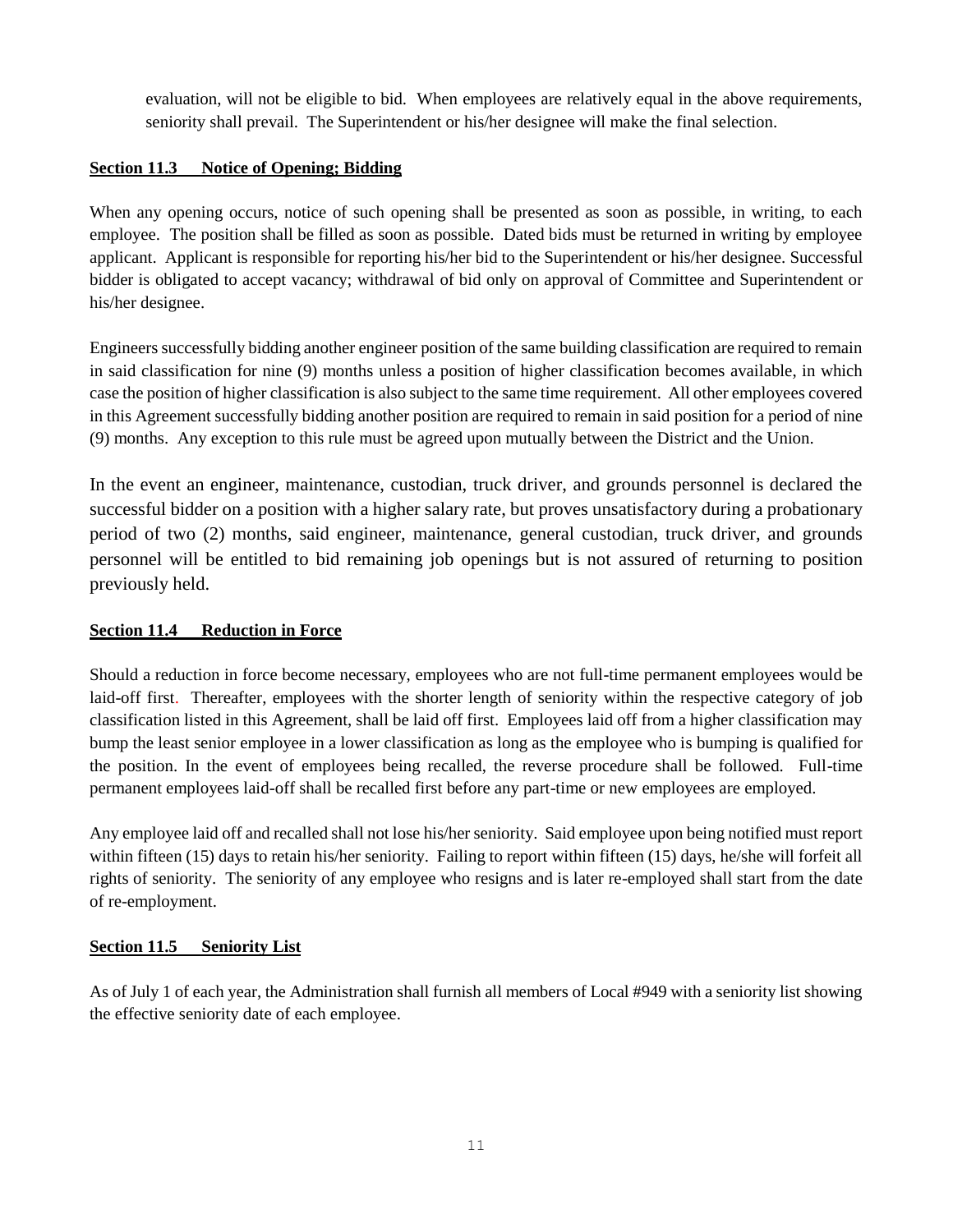evaluation, will not be eligible to bid. When employees are relatively equal in the above requirements, seniority shall prevail. The Superintendent or his/her designee will make the final selection.

**Section 11.3 Notice of Opening; Bidding**

When any opening occurs, notice of such opening shall be presented as soon as possible, in writing, to each employee. The position shall be filled as soon as possible. Dated bids must be returned in writing by employee applicant. Applicant is responsible for reporting his/her bid to the Superintendent or his/her designee. Successful bidder is obligated to accept vacancy; withdrawal of bid only on approval of Committee and Superintendent or his/her designee.

Engineers successfully bidding another engineer position of the same building classification are required to remain in said classification for nine (9) months unless a position of higher classification becomes available, in which case the position of higher classification is also subject to the same time requirement. All other employees covered in this Agreement successfully bidding another position are required to remain in said position for a period of nine (9) months. Any exception to this rule must be agreed upon mutually between the District and the Union.

In the event an engineer, maintenance, custodian, truck driver, and grounds personnel is declared the successful bidder on a position with a higher salary rate, but proves unsatisfactory during a probationary period of two (2) months, said engineer, maintenance, general custodian, truck driver, and grounds personnel will be entitled to bid remaining job openings but is not assured of returning to position previously held.

**Section 11.4 Reduction in Force**

Should a reduction in force become necessary, employees who are not full-time permanent employees would be laid-off first. Thereafter, employees with the shorter length of seniority within the respective category of job classification listed in this Agreement, shall be laid off first. Employees laid off from a higher classification may bump the least senior employee in a lower classification as long as the employee who is bumping is qualified for the position. In the event of employees being recalled, the reverse procedure shall be followed. Full-time permanent employees laid-off shall be recalled first before any part-time or new employees are employed.

Any employee laid off and recalled shall not lose his/her seniority. Said employee upon being notified must report within fifteen (15) days to retain his/her seniority. Failing to report within fifteen (15) days, he/she will forfeit all rights of seniority. The seniority of any employee who resigns and is later re-employed shall start from the date of re-employment.

**Section 11.5 Seniority List**

As of July 1 of each year, the Administration shall furnish all members of Local #949 with a seniority list showing the effective seniority date of each employee.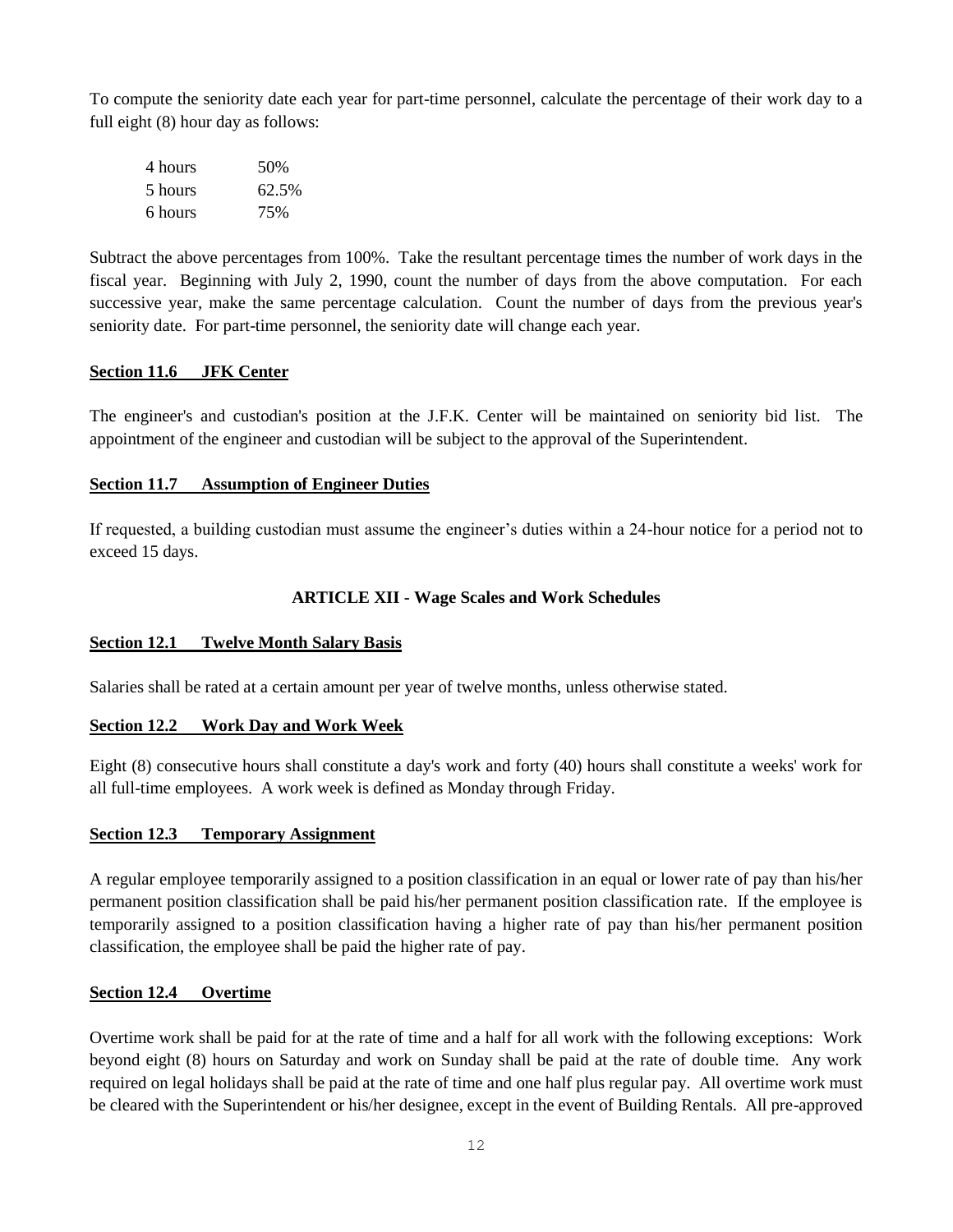To compute the seniority date each year for part-time personnel, calculate the percentage of their work day to a full eight (8) hour day as follows:

| | |
|---|---|
| 4 hours | 50% |
| 5 hours | 62.5% |
| 6 hours | 75% |

Subtract the above percentages from 100%. Take the resultant percentage times the number of work days in the fiscal year. Beginning with July 2, 1990, count the number of days from the above computation. For each successive year, make the same percentage calculation. Count the number of days from the previous year's seniority date. For part-time personnel, the seniority date will change each year.

**Section 11.6 JFK Center**

The engineer's and custodian's position at the J.F.K. Center will be maintained on seniority bid list. The appointment of the engineer and custodian will be subject to the approval of the Superintendent.

**Section 11.7 Assumption of Engineer Duties**

If requested, a building custodian must assume the engineer's duties within a 24-hour notice for a period not to exceed 15 days.

## ARTICLE XII - Wage Scales and Work Schedules

**Section 12.1 Twelve Month Salary Basis**

Salaries shall be rated at a certain amount per year of twelve months, unless otherwise stated.

**Section 12.2 Work Day and Work Week**

Eight (8) consecutive hours shall constitute a day's work and forty (40) hours shall constitute a weeks' work for all full-time employees. A work week is defined as Monday through Friday.

**Section 12.3 Temporary Assignment**

A regular employee temporarily assigned to a position classification in an equal or lower rate of pay than his/her permanent position classification shall be paid his/her permanent position classification rate. If the employee is temporarily assigned to a position classification having a higher rate of pay than his/her permanent position classification, the employee shall be paid the higher rate of pay.

**Section 12.4 Overtime**

Overtime work shall be paid for at the rate of time and a half for all work with the following exceptions: Work beyond eight (8) hours on Saturday and work on Sunday shall be paid at the rate of double time. Any work required on legal holidays shall be paid at the rate of time and one half plus regular pay. All overtime work must be cleared with the Superintendent or his/her designee, except in the event of Building Rentals. All pre-approved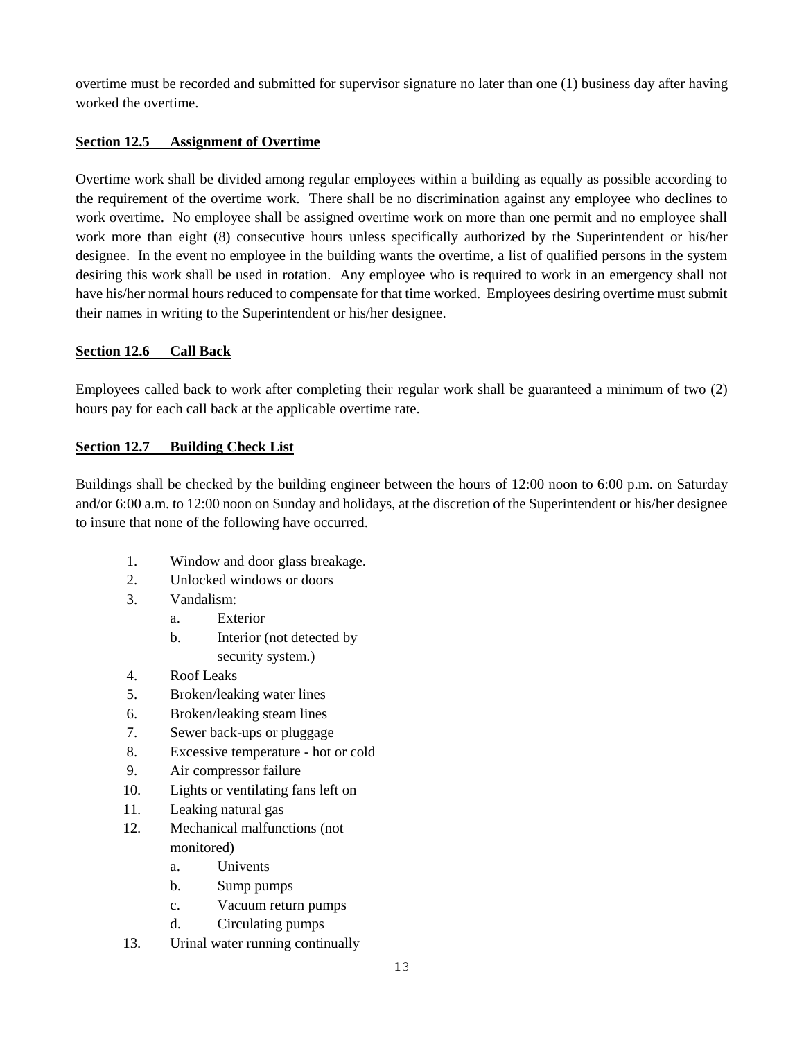overtime must be recorded and submitted for supervisor signature no later than one (1) business day after having worked the overtime.

**Section 12.5 Assignment of Overtime**

Overtime work shall be divided among regular employees within a building as equally as possible according to the requirement of the overtime work. There shall be no discrimination against any employee who declines to work overtime. No employee shall be assigned overtime work on more than one permit and no employee shall work more than eight (8) consecutive hours unless specifically authorized by the Superintendent or his/her designee. In the event no employee in the building wants the overtime, a list of qualified persons in the system desiring this work shall be used in rotation. Any employee who is required to work in an emergency shall not have his/her normal hours reduced to compensate for that time worked. Employees desiring overtime must submit their names in writing to the Superintendent or his/her designee.

**Section 12.6 Call Back**

Employees called back to work after completing their regular work shall be guaranteed a minimum of two (2) hours pay for each call back at the applicable overtime rate.

**Section 12.7 Building Check List**

Buildings shall be checked by the building engineer between the hours of 12:00 noon to 6:00 p.m. on Saturday and/or 6:00 a.m. to 12:00 noon on Sunday and holidays, at the discretion of the Superintendent or his/her designee to insure that none of the following have occurred.

1. Window and door glass breakage.
2. Unlocked windows or doors
3. Vandalism:
   a. Exterior
   b. Interior (not detected by security system.)
4. Roof Leaks
5. Broken/leaking water lines
6. Broken/leaking steam lines
7. Sewer back-ups or pluggage
8. Excessive temperature - hot or cold
9. Air compressor failure
10. Lights or ventilating fans left on
11. Leaking natural gas
12. Mechanical malfunctions (not monitored)
    a. Univents
    b. Sump pumps
    c. Vacuum return pumps
    d. Circulating pumps
13. Urinal water running continually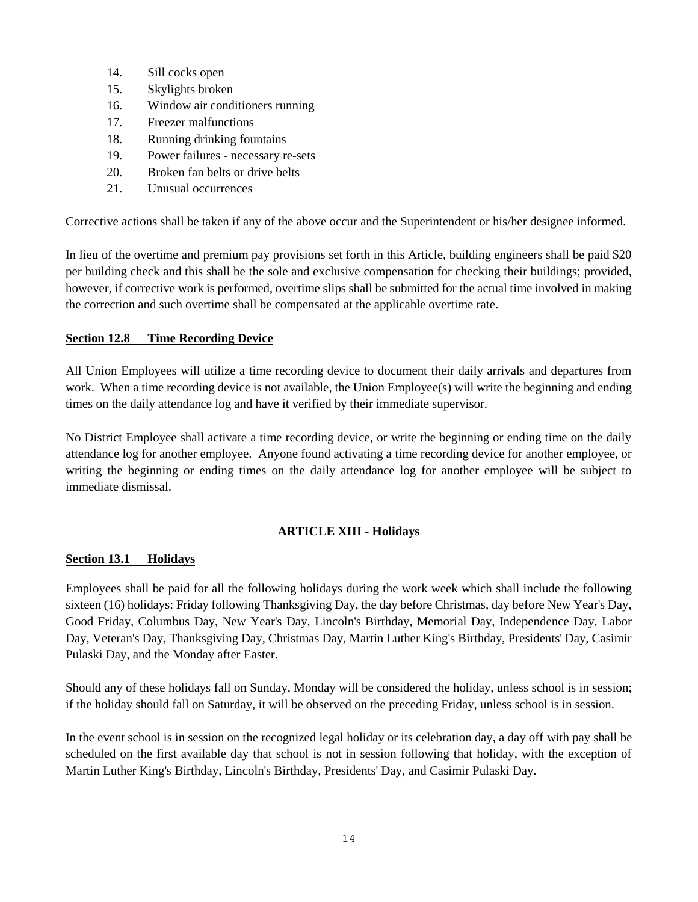14. Sill cocks open
15. Skylights broken
16. Window air conditioners running
17. Freezer malfunctions
18. Running drinking fountains
19. Power failures - necessary re-sets
20. Broken fan belts or drive belts
21. Unusual occurrences

Corrective actions shall be taken if any of the above occur and the Superintendent or his/her designee informed.

In lieu of the overtime and premium pay provisions set forth in this Article, building engineers shall be paid $20 per building check and this shall be the sole and exclusive compensation for checking their buildings; provided, however, if corrective work is performed, overtime slips shall be submitted for the actual time involved in making the correction and such overtime shall be compensated at the applicable overtime rate.

**Section 12.8 Time Recording Device**

All Union Employees will utilize a time recording device to document their daily arrivals and departures from work. When a time recording device is not available, the Union Employee(s) will write the beginning and ending times on the daily attendance log and have it verified by their immediate supervisor.

No District Employee shall activate a time recording device, or write the beginning or ending time on the daily attendance log for another employee. Anyone found activating a time recording device for another employee, or writing the beginning or ending times on the daily attendance log for another employee will be subject to immediate dismissal.

## ARTICLE XIII - Holidays

**Section 13.1 Holidays**

Employees shall be paid for all the following holidays during the work week which shall include the following sixteen (16) holidays: Friday following Thanksgiving Day, the day before Christmas, day before New Year's Day, Good Friday, Columbus Day, New Year's Day, Lincoln's Birthday, Memorial Day, Independence Day, Labor Day, Veteran's Day, Thanksgiving Day, Christmas Day, Martin Luther King's Birthday, Presidents' Day, Casimir Pulaski Day, and the Monday after Easter.

Should any of these holidays fall on Sunday, Monday will be considered the holiday, unless school is in session; if the holiday should fall on Saturday, it will be observed on the preceding Friday, unless school is in session.

In the event school is in session on the recognized legal holiday or its celebration day, a day off with pay shall be scheduled on the first available day that school is not in session following that holiday, with the exception of Martin Luther King's Birthday, Lincoln's Birthday, Presidents' Day, and Casimir Pulaski Day.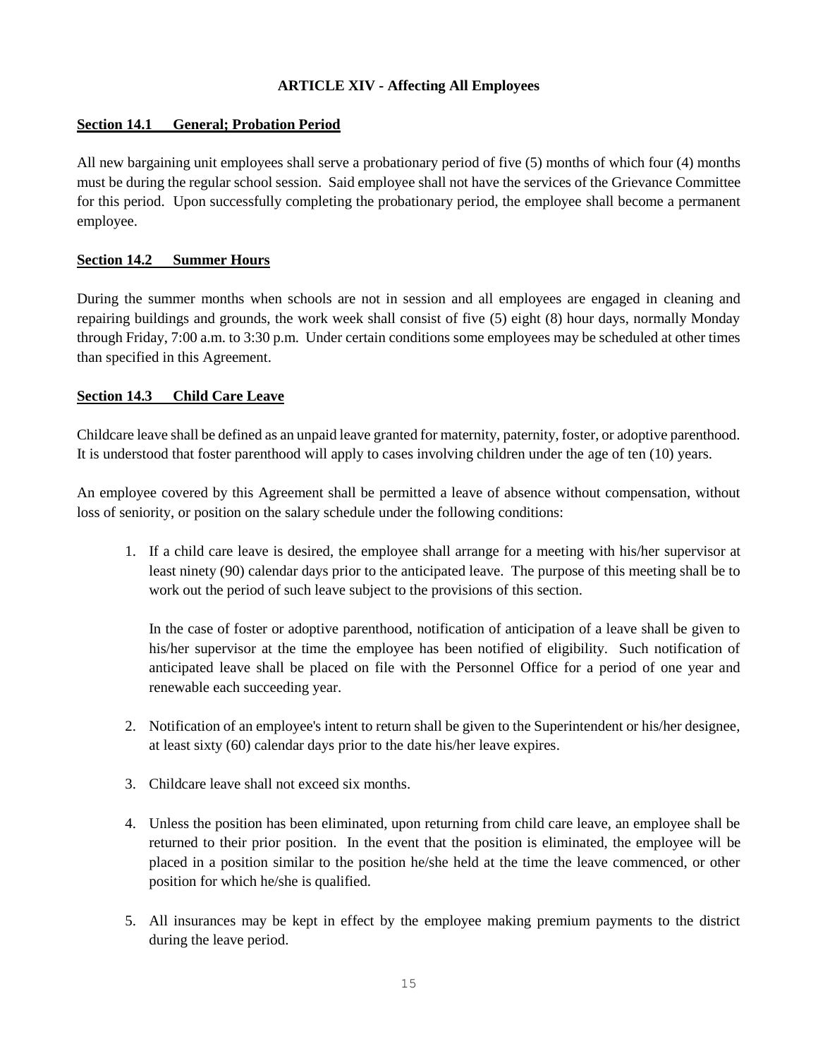## ARTICLE XIV - Affecting All Employees

**Section 14.1 General; Probation Period**

All new bargaining unit employees shall serve a probationary period of five (5) months of which four (4) months must be during the regular school session. Said employee shall not have the services of the Grievance Committee for this period. Upon successfully completing the probationary period, the employee shall become a permanent employee.

**Section 14.2 Summer Hours**

During the summer months when schools are not in session and all employees are engaged in cleaning and repairing buildings and grounds, the work week shall consist of five (5) eight (8) hour days, normally Monday through Friday, 7:00 a.m. to 3:30 p.m. Under certain conditions some employees may be scheduled at other times than specified in this Agreement.

**Section 14.3 Child Care Leave**

Childcare leave shall be defined as an unpaid leave granted for maternity, paternity, foster, or adoptive parenthood. It is understood that foster parenthood will apply to cases involving children under the age of ten (10) years.

An employee covered by this Agreement shall be permitted a leave of absence without compensation, without loss of seniority, or position on the salary schedule under the following conditions:

1. If a child care leave is desired, the employee shall arrange for a meeting with his/her supervisor at least ninety (90) calendar days prior to the anticipated leave. The purpose of this meeting shall be to work out the period of such leave subject to the provisions of this section.

   In the case of foster or adoptive parenthood, notification of anticipation of a leave shall be given to his/her supervisor at the time the employee has been notified of eligibility. Such notification of anticipated leave shall be placed on file with the Personnel Office for a period of one year and renewable each succeeding year.

2. Notification of an employee's intent to return shall be given to the Superintendent or his/her designee, at least sixty (60) calendar days prior to the date his/her leave expires.

3. Childcare leave shall not exceed six months.

4. Unless the position has been eliminated, upon returning from child care leave, an employee shall be returned to their prior position. In the event that the position is eliminated, the employee will be placed in a position similar to the position he/she held at the time the leave commenced, or other position for which he/she is qualified.

5. All insurances may be kept in effect by the employee making premium payments to the district during the leave period.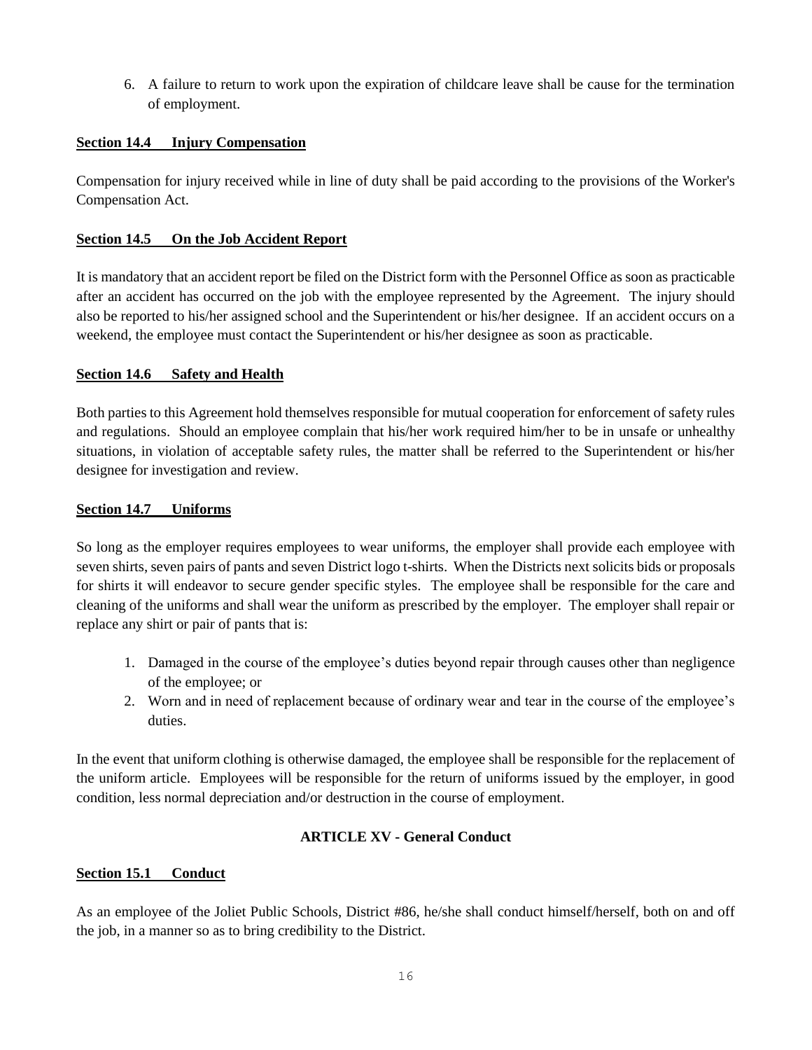6. A failure to return to work upon the expiration of childcare leave shall be cause for the termination of employment.

**Section 14.4 Injury Compensation**

Compensation for injury received while in line of duty shall be paid according to the provisions of the Worker's Compensation Act.

**Section 14.5 On the Job Accident Report**

It is mandatory that an accident report be filed on the District form with the Personnel Office as soon as practicable after an accident has occurred on the job with the employee represented by the Agreement. The injury should also be reported to his/her assigned school and the Superintendent or his/her designee. If an accident occurs on a weekend, the employee must contact the Superintendent or his/her designee as soon as practicable.

**Section 14.6 Safety and Health**

Both parties to this Agreement hold themselves responsible for mutual cooperation for enforcement of safety rules and regulations. Should an employee complain that his/her work required him/her to be in unsafe or unhealthy situations, in violation of acceptable safety rules, the matter shall be referred to the Superintendent or his/her designee for investigation and review.

**Section 14.7 Uniforms**

So long as the employer requires employees to wear uniforms, the employer shall provide each employee with seven shirts, seven pairs of pants and seven District logo t-shirts. When the Districts next solicits bids or proposals for shirts it will endeavor to secure gender specific styles. The employee shall be responsible for the care and cleaning of the uniforms and shall wear the uniform as prescribed by the employer. The employer shall repair or replace any shirt or pair of pants that is:

1. Damaged in the course of the employee's duties beyond repair through causes other than negligence of the employee; or
2. Worn and in need of replacement because of ordinary wear and tear in the course of the employee's duties.

In the event that uniform clothing is otherwise damaged, the employee shall be responsible for the replacement of the uniform article. Employees will be responsible for the return of uniforms issued by the employer, in good condition, less normal depreciation and/or destruction in the course of employment.

## ARTICLE XV - General Conduct

**Section 15.1 Conduct**

As an employee of the Joliet Public Schools, District #86, he/she shall conduct himself/herself, both on and off the job, in a manner so as to bring credibility to the District.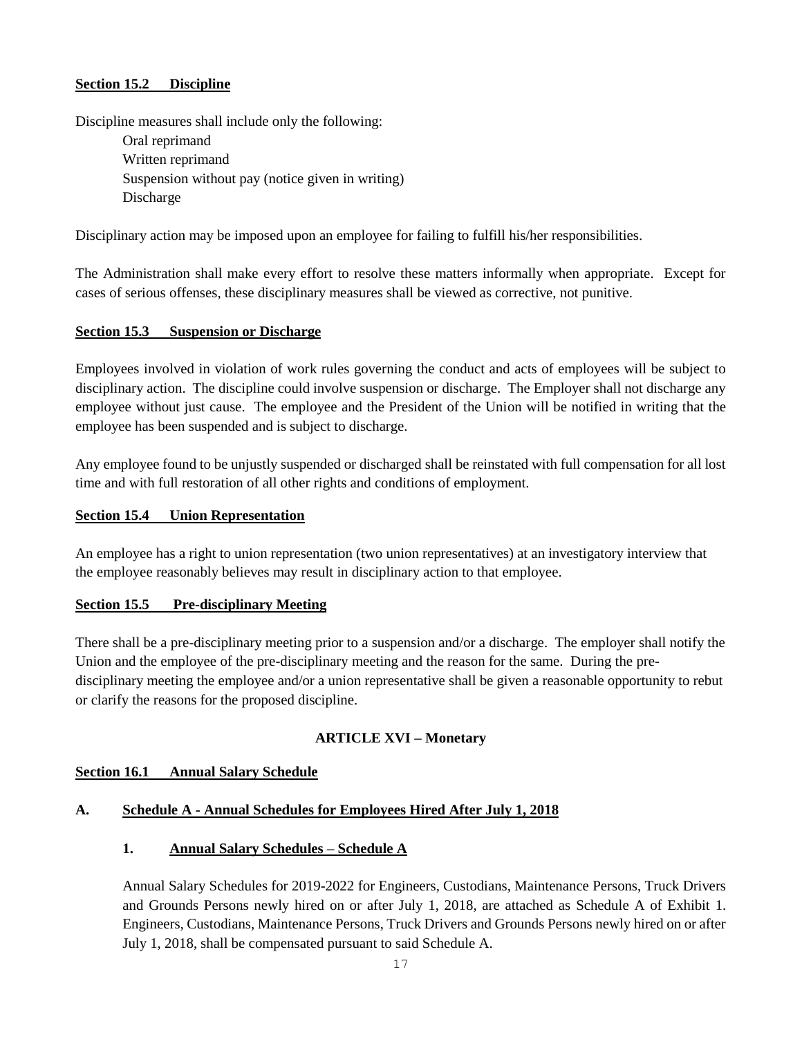**Section 15.2 Discipline**

Discipline measures shall include only the following:

- Oral reprimand
- Written reprimand
- Suspension without pay (notice given in writing)
- Discharge

Disciplinary action may be imposed upon an employee for failing to fulfill his/her responsibilities.

The Administration shall make every effort to resolve these matters informally when appropriate. Except for cases of serious offenses, these disciplinary measures shall be viewed as corrective, not punitive.

**Section 15.3 Suspension or Discharge**

Employees involved in violation of work rules governing the conduct and acts of employees will be subject to disciplinary action. The discipline could involve suspension or discharge. The Employer shall not discharge any employee without just cause. The employee and the President of the Union will be notified in writing that the employee has been suspended and is subject to discharge.

Any employee found to be unjustly suspended or discharged shall be reinstated with full compensation for all lost time and with full restoration of all other rights and conditions of employment.

**Section 15.4 Union Representation**

An employee has a right to union representation (two union representatives) at an investigatory interview that the employee reasonably believes may result in disciplinary action to that employee.

**Section 15.5 Pre-disciplinary Meeting**

There shall be a pre-disciplinary meeting prior to a suspension and/or a discharge. The employer shall notify the Union and the employee of the pre-disciplinary meeting and the reason for the same. During the pre-disciplinary meeting the employee and/or a union representative shall be given a reasonable opportunity to rebut or clarify the reasons for the proposed discipline.

## ARTICLE XVI – Monetary

**Section 16.1 Annual Salary Schedule**

**A. Schedule A - Annual Schedules for Employees Hired After July 1, 2018**

**1. Annual Salary Schedules – Schedule A**

Annual Salary Schedules for 2019-2022 for Engineers, Custodians, Maintenance Persons, Truck Drivers and Grounds Persons newly hired on or after July 1, 2018, are attached as Schedule A of Exhibit 1. Engineers, Custodians, Maintenance Persons, Truck Drivers and Grounds Persons newly hired on or after July 1, 2018, shall be compensated pursuant to said Schedule A.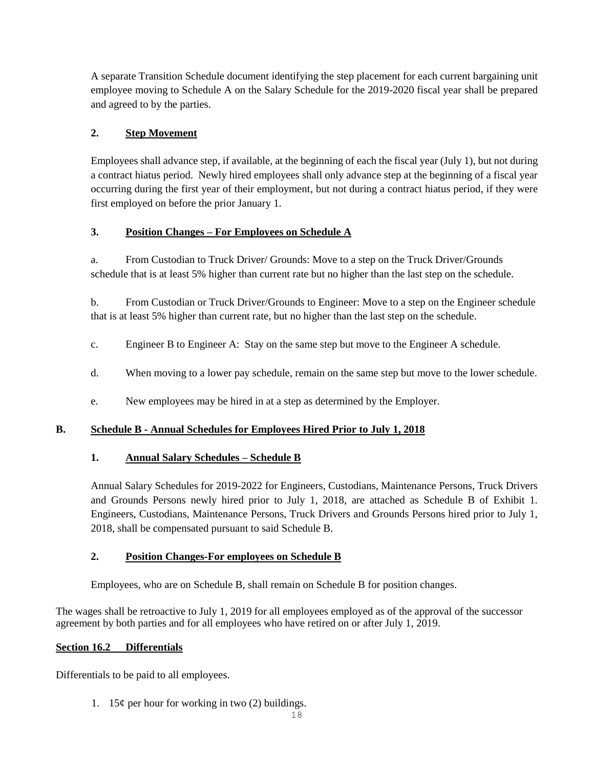A separate Transition Schedule document identifying the step placement for each current bargaining unit employee moving to Schedule A on the Salary Schedule for the 2019-2020 fiscal year shall be prepared and agreed to by the parties.

### 2. Step Movement

Employees shall advance step, if available, at the beginning of each the fiscal year (July 1), but not during a contract hiatus period. Newly hired employees shall only advance step at the beginning of a fiscal year occurring during the first year of their employment, but not during a contract hiatus period, if they were first employed on before the prior January 1.

### 3. Position Changes – For Employees on Schedule A

a. From Custodian to Truck Driver/ Grounds: Move to a step on the Truck Driver/Grounds schedule that is at least 5% higher than current rate but no higher than the last step on the schedule.

b. From Custodian or Truck Driver/Grounds to Engineer: Move to a step on the Engineer schedule that is at least 5% higher than current rate, but no higher than the last step on the schedule.

c. Engineer B to Engineer A: Stay on the same step but move to the Engineer A schedule.

d. When moving to a lower pay schedule, remain on the same step but move to the lower schedule.

e. New employees may be hired in at a step as determined by the Employer.

## B. Schedule B - Annual Schedules for Employees Hired Prior to July 1, 2018

### 1. Annual Salary Schedules – Schedule B

Annual Salary Schedules for 2019-2022 for Engineers, Custodians, Maintenance Persons, Truck Drivers and Grounds Persons newly hired prior to July 1, 2018, are attached as Schedule B of Exhibit 1. Engineers, Custodians, Maintenance Persons, Truck Drivers and Grounds Persons hired prior to July 1, 2018, shall be compensated pursuant to said Schedule B.

### 2. Position Changes-For employees on Schedule B

Employees, who are on Schedule B, shall remain on Schedule B for position changes.

The wages shall be retroactive to July 1, 2019 for all employees employed as of the approval of the successor agreement by both parties and for all employees who have retired on or after July 1, 2019.

## Section 16.2 Differentials

Differentials to be paid to all employees.

1. 15¢ per hour for working in two (2) buildings.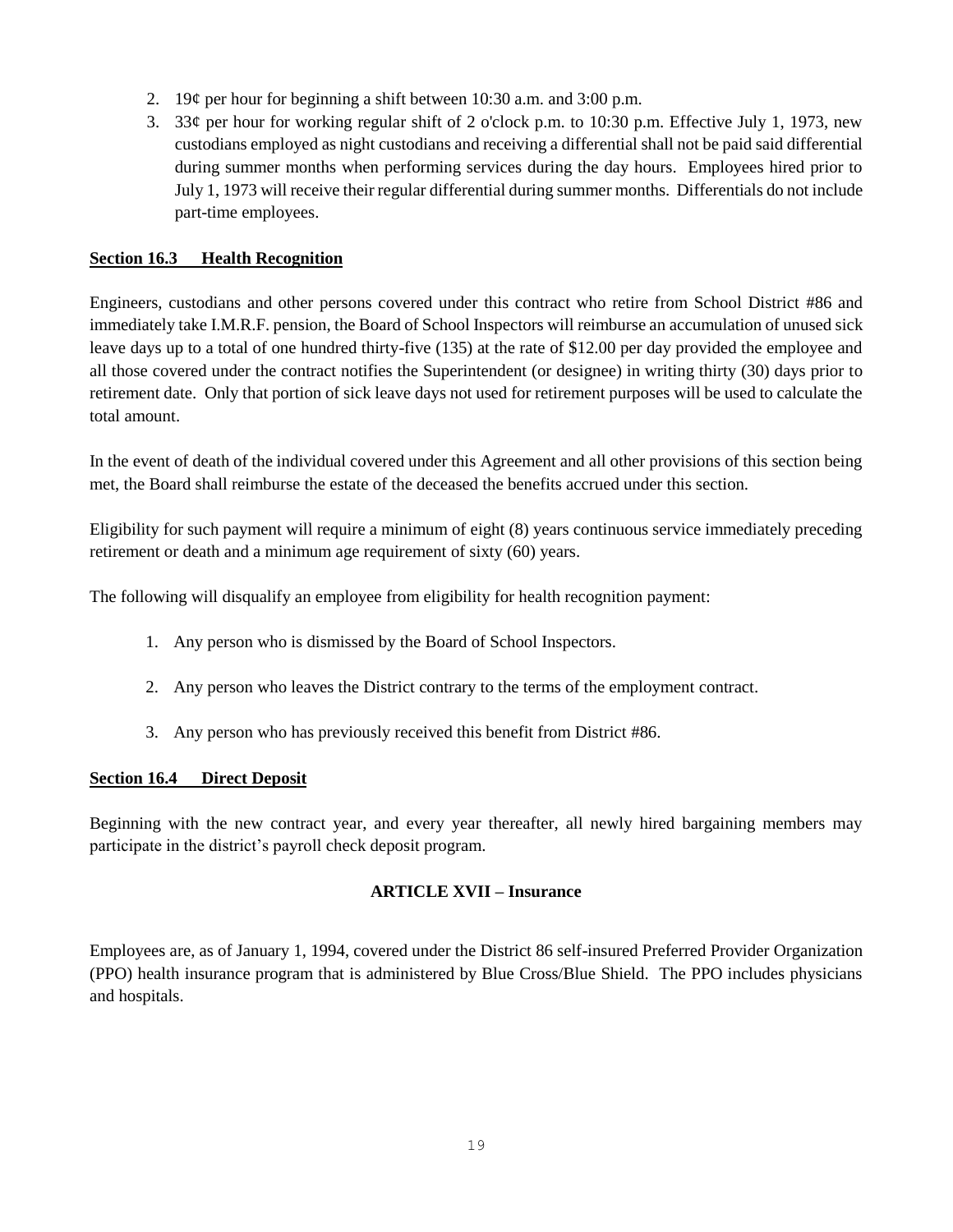2. 19¢ per hour for beginning a shift between 10:30 a.m. and 3:00 p.m.
3. 33¢ per hour for working regular shift of 2 o'clock p.m. to 10:30 p.m. Effective July 1, 1973, new custodians employed as night custodians and receiving a differential shall not be paid said differential during summer months when performing services during the day hours. Employees hired prior to July 1, 1973 will receive their regular differential during summer months. Differentials do not include part-time employees.

**Section 16.3 Health Recognition**

Engineers, custodians and other persons covered under this contract who retire from School District #86 and immediately take I.M.R.F. pension, the Board of School Inspectors will reimburse an accumulation of unused sick leave days up to a total of one hundred thirty-five (135) at the rate of $12.00 per day provided the employee and all those covered under the contract notifies the Superintendent (or designee) in writing thirty (30) days prior to retirement date. Only that portion of sick leave days not used for retirement purposes will be used to calculate the total amount.

In the event of death of the individual covered under this Agreement and all other provisions of this section being met, the Board shall reimburse the estate of the deceased the benefits accrued under this section.

Eligibility for such payment will require a minimum of eight (8) years continuous service immediately preceding retirement or death and a minimum age requirement of sixty (60) years.

The following will disqualify an employee from eligibility for health recognition payment:

1. Any person who is dismissed by the Board of School Inspectors.
2. Any person who leaves the District contrary to the terms of the employment contract.
3. Any person who has previously received this benefit from District #86.

**Section 16.4 Direct Deposit**

Beginning with the new contract year, and every year thereafter, all newly hired bargaining members may participate in the district's payroll check deposit program.

## ARTICLE XVII – Insurance

Employees are, as of January 1, 1994, covered under the District 86 self-insured Preferred Provider Organization (PPO) health insurance program that is administered by Blue Cross/Blue Shield. The PPO includes physicians and hospitals.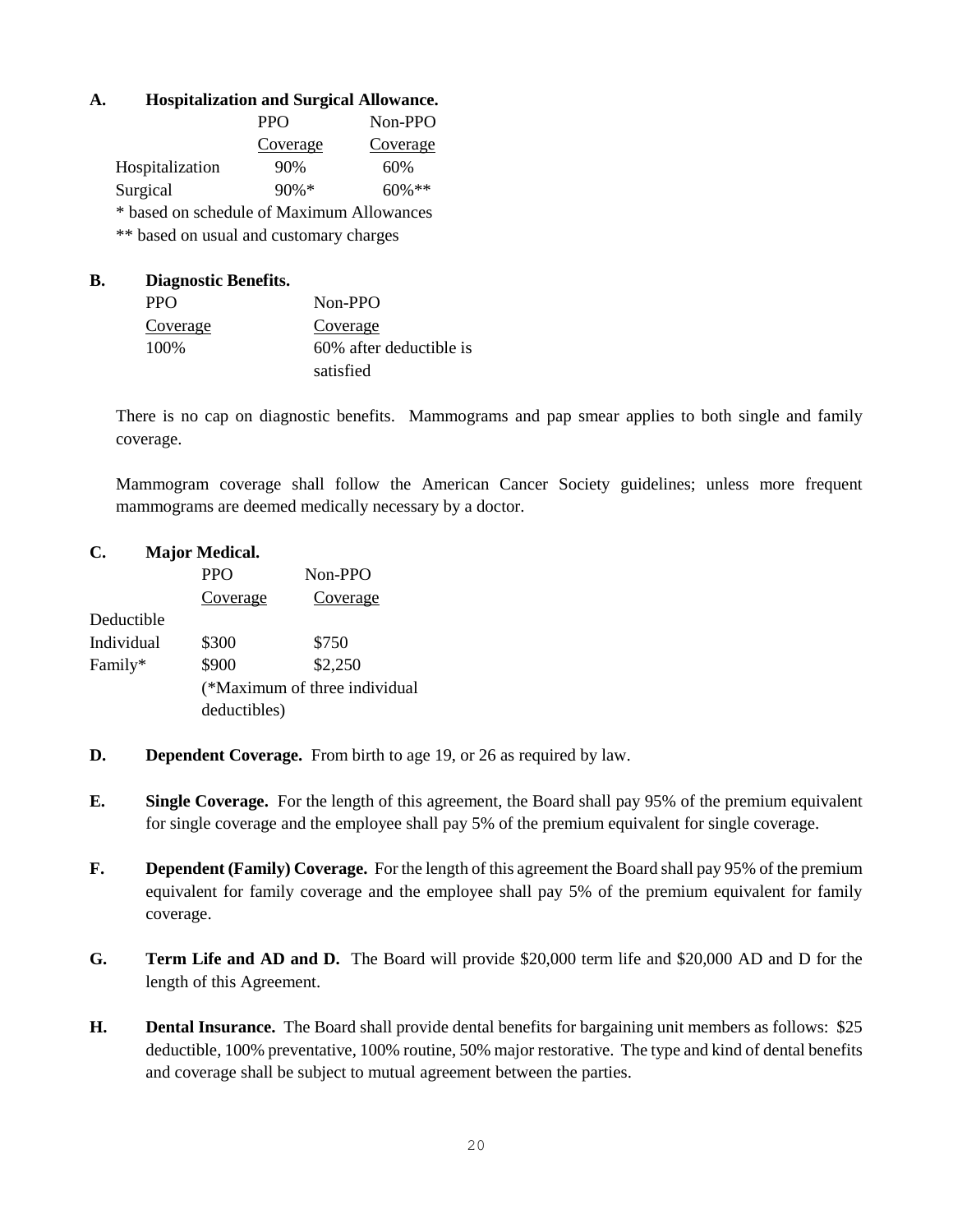**A. Hospitalization and Surgical Allowance.**

| | PPO Coverage | Non-PPO Coverage |
|---|---|---|
| Hospitalization | 90% | 60% |
| Surgical | 90%* | 60%** |

\* based on schedule of Maximum Allowances

\*\* based on usual and customary charges

**B. Diagnostic Benefits.**

| PPO Coverage | Non-PPO Coverage |
|---|---|
| 100% | 60% after deductible is satisfied |

There is no cap on diagnostic benefits. Mammograms and pap smear applies to both single and family coverage.

Mammogram coverage shall follow the American Cancer Society guidelines; unless more frequent mammograms are deemed medically necessary by a doctor.

**C. Major Medical.**

| | PPO Coverage | Non-PPO Coverage |
|---|---|---|
| Deductible | | |
| Individual | $300 | $750 |
| Family* | $900 | $2,250 |

(*Maximum of three individual deductibles)

**D. Dependent Coverage.** From birth to age 19, or 26 as required by law.

**E. Single Coverage.** For the length of this agreement, the Board shall pay 95% of the premium equivalent for single coverage and the employee shall pay 5% of the premium equivalent for single coverage.

**F. Dependent (Family) Coverage.** For the length of this agreement the Board shall pay 95% of the premium equivalent for family coverage and the employee shall pay 5% of the premium equivalent for family coverage.

**G. Term Life and AD and D.** The Board will provide $20,000 term life and $20,000 AD and D for the length of this Agreement.

**H. Dental Insurance.** The Board shall provide dental benefits for bargaining unit members as follows: $25 deductible, 100% preventative, 100% routine, 50% major restorative. The type and kind of dental benefits and coverage shall be subject to mutual agreement between the parties.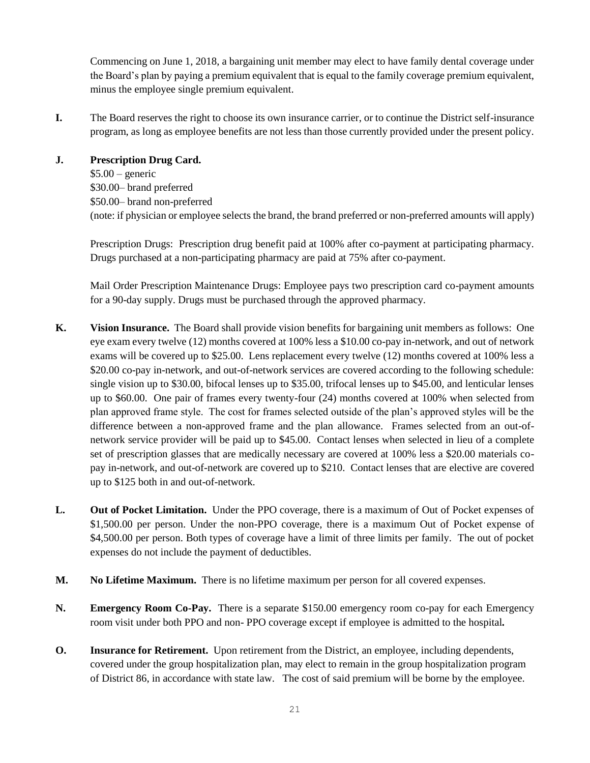Commencing on June 1, 2018, a bargaining unit member may elect to have family dental coverage under the Board's plan by paying a premium equivalent that is equal to the family coverage premium equivalent, minus the employee single premium equivalent.

**I.** The Board reserves the right to choose its own insurance carrier, or to continue the District self-insurance program, as long as employee benefits are not less than those currently provided under the present policy.

**J. Prescription Drug Card.**

$5.00 – generic
$30.00– brand preferred
$50.00– brand non-preferred
(note: if physician or employee selects the brand, the brand preferred or non-preferred amounts will apply)

Prescription Drugs: Prescription drug benefit paid at 100% after co-payment at participating pharmacy. Drugs purchased at a non-participating pharmacy are paid at 75% after co-payment.

Mail Order Prescription Maintenance Drugs: Employee pays two prescription card co-payment amounts for a 90-day supply. Drugs must be purchased through the approved pharmacy.

**K. Vision Insurance.** The Board shall provide vision benefits for bargaining unit members as follows: One eye exam every twelve (12) months covered at 100% less a $10.00 co-pay in-network, and out of network exams will be covered up to $25.00. Lens replacement every twelve (12) months covered at 100% less a $20.00 co-pay in-network, and out-of-network services are covered according to the following schedule: single vision up to $30.00, bifocal lenses up to $35.00, trifocal lenses up to $45.00, and lenticular lenses up to $60.00. One pair of frames every twenty-four (24) months covered at 100% when selected from plan approved frame style. The cost for frames selected outside of the plan's approved styles will be the difference between a non-approved frame and the plan allowance. Frames selected from an out-of-network service provider will be paid up to $45.00. Contact lenses when selected in lieu of a complete set of prescription glasses that are medically necessary are covered at 100% less a $20.00 materials co-pay in-network, and out-of-network are covered up to $210. Contact lenses that are elective are covered up to $125 both in and out-of-network.

**L. Out of Pocket Limitation.** Under the PPO coverage, there is a maximum of Out of Pocket expenses of $1,500.00 per person. Under the non-PPO coverage, there is a maximum Out of Pocket expense of $4,500.00 per person. Both types of coverage have a limit of three limits per family. The out of pocket expenses do not include the payment of deductibles.

**M. No Lifetime Maximum.** There is no lifetime maximum per person for all covered expenses.

**N. Emergency Room Co-Pay.** There is a separate $150.00 emergency room co-pay for each Emergency room visit under both PPO and non- PPO coverage except if employee is admitted to the hospital**.**

**O. Insurance for Retirement.** Upon retirement from the District, an employee, including dependents, covered under the group hospitalization plan, may elect to remain in the group hospitalization program of District 86, in accordance with state law. The cost of said premium will be borne by the employee.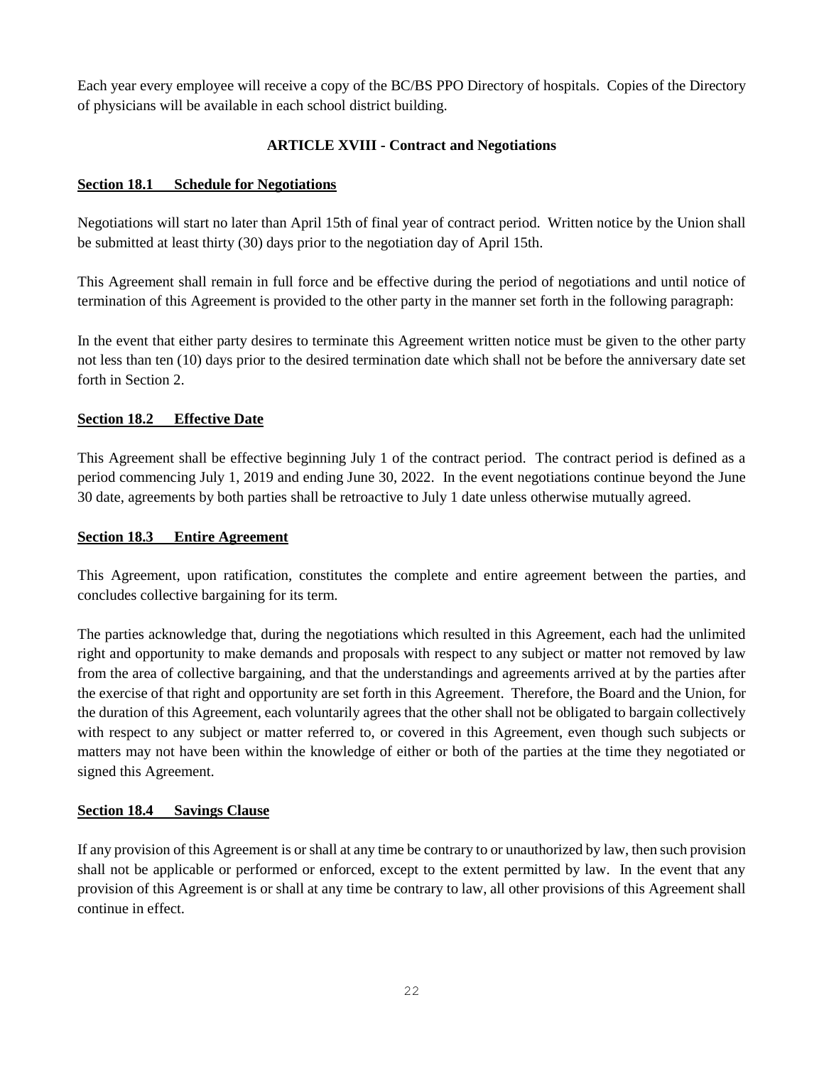Each year every employee will receive a copy of the BC/BS PPO Directory of hospitals. Copies of the Directory of physicians will be available in each school district building.

## ARTICLE XVIII - Contract and Negotiations

### Section 18.1 Schedule for Negotiations

Negotiations will start no later than April 15th of final year of contract period. Written notice by the Union shall be submitted at least thirty (30) days prior to the negotiation day of April 15th.

This Agreement shall remain in full force and be effective during the period of negotiations and until notice of termination of this Agreement is provided to the other party in the manner set forth in the following paragraph:

In the event that either party desires to terminate this Agreement written notice must be given to the other party not less than ten (10) days prior to the desired termination date which shall not be before the anniversary date set forth in Section 2.

### Section 18.2 Effective Date

This Agreement shall be effective beginning July 1 of the contract period. The contract period is defined as a period commencing July 1, 2019 and ending June 30, 2022. In the event negotiations continue beyond the June 30 date, agreements by both parties shall be retroactive to July 1 date unless otherwise mutually agreed.

### Section 18.3 Entire Agreement

This Agreement, upon ratification, constitutes the complete and entire agreement between the parties, and concludes collective bargaining for its term.

The parties acknowledge that, during the negotiations which resulted in this Agreement, each had the unlimited right and opportunity to make demands and proposals with respect to any subject or matter not removed by law from the area of collective bargaining, and that the understandings and agreements arrived at by the parties after the exercise of that right and opportunity are set forth in this Agreement. Therefore, the Board and the Union, for the duration of this Agreement, each voluntarily agrees that the other shall not be obligated to bargain collectively with respect to any subject or matter referred to, or covered in this Agreement, even though such subjects or matters may not have been within the knowledge of either or both of the parties at the time they negotiated or signed this Agreement.

### Section 18.4 Savings Clause

If any provision of this Agreement is or shall at any time be contrary to or unauthorized by law, then such provision shall not be applicable or performed or enforced, except to the extent permitted by law. In the event that any provision of this Agreement is or shall at any time be contrary to law, all other provisions of this Agreement shall continue in effect.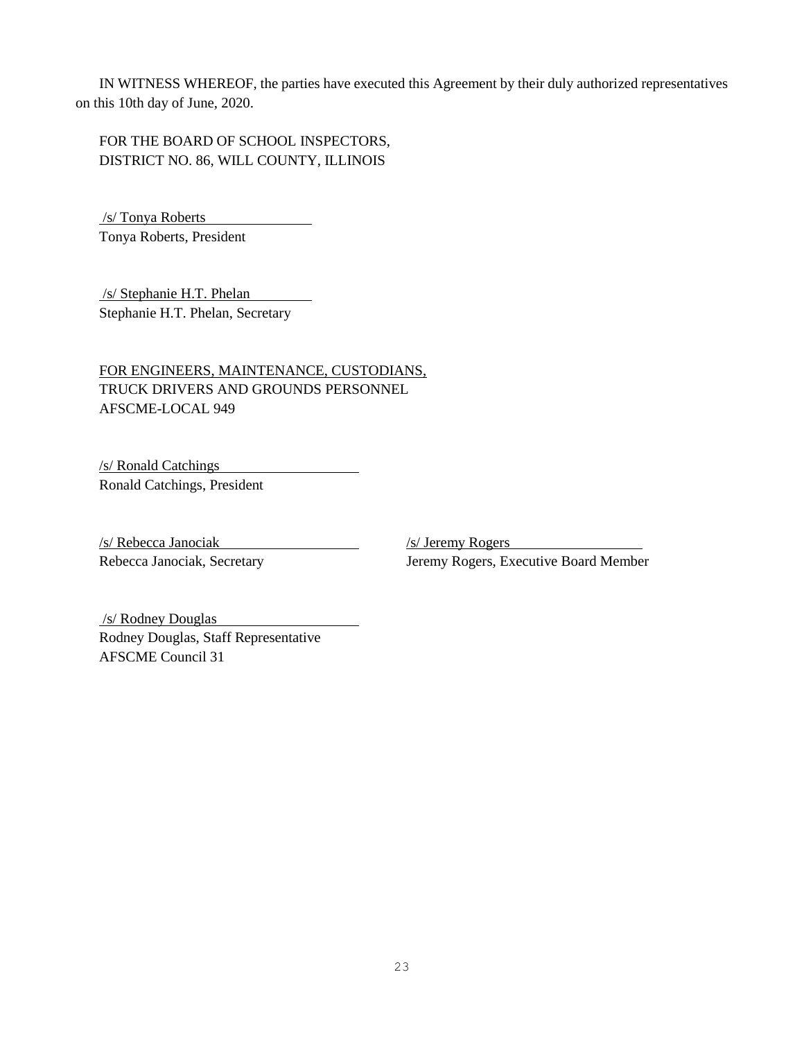IN WITNESS WHEREOF, the parties have executed this Agreement by their duly authorized representatives on this 10th day of June, 2020.

FOR THE BOARD OF SCHOOL INSPECTORS,
DISTRICT NO. 86, WILL COUNTY, ILLINOIS

/s/ Tonya Roberts
Tonya Roberts, President

/s/ Stephanie H.T. Phelan
Stephanie H.T. Phelan, Secretary

FOR ENGINEERS, MAINTENANCE, CUSTODIANS,
TRUCK DRIVERS AND GROUNDS PERSONNEL
AFSCME-LOCAL 949

/s/ Ronald Catchings
Ronald Catchings, President

/s/ Rebecca Janociak
Rebecca Janociak, Secretary

/s/ Jeremy Rogers
Jeremy Rogers, Executive Board Member

/s/ Rodney Douglas
Rodney Douglas, Staff Representative
AFSCME Council 31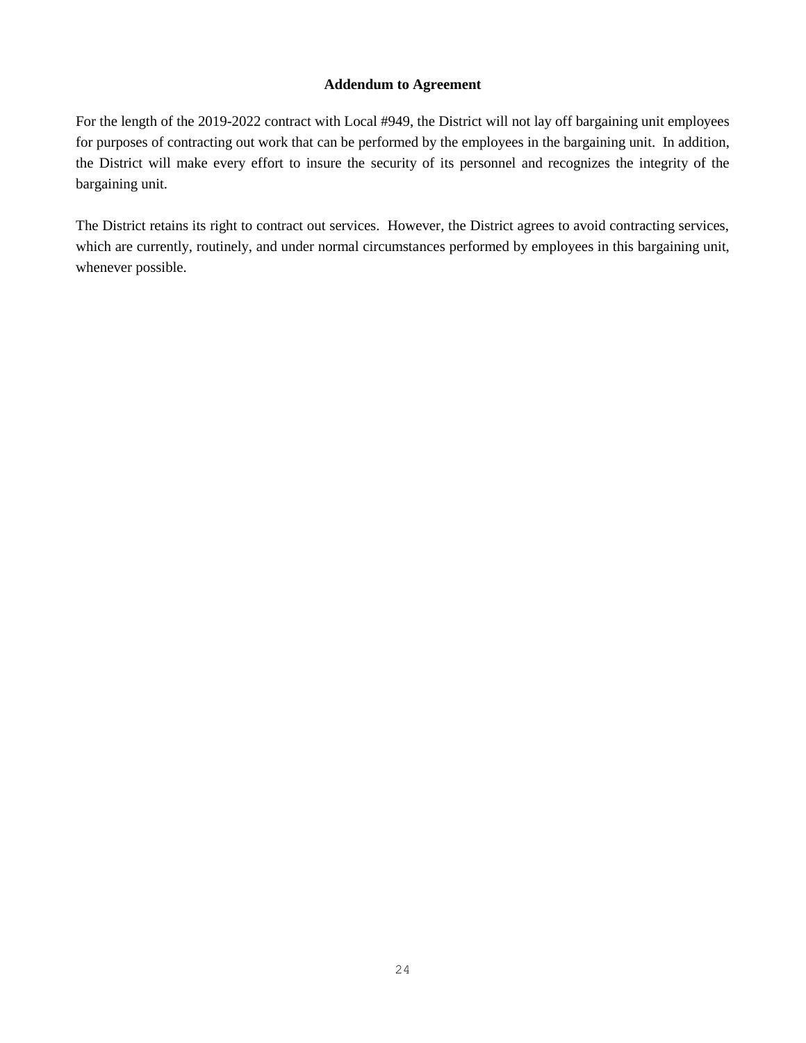**Addendum to Agreement**

For the length of the 2019-2022 contract with Local #949, the District will not lay off bargaining unit employees for purposes of contracting out work that can be performed by the employees in the bargaining unit. In addition, the District will make every effort to insure the security of its personnel and recognizes the integrity of the bargaining unit.

The District retains its right to contract out services. However, the District agrees to avoid contracting services, which are currently, routinely, and under normal circumstances performed by employees in this bargaining unit, whenever possible.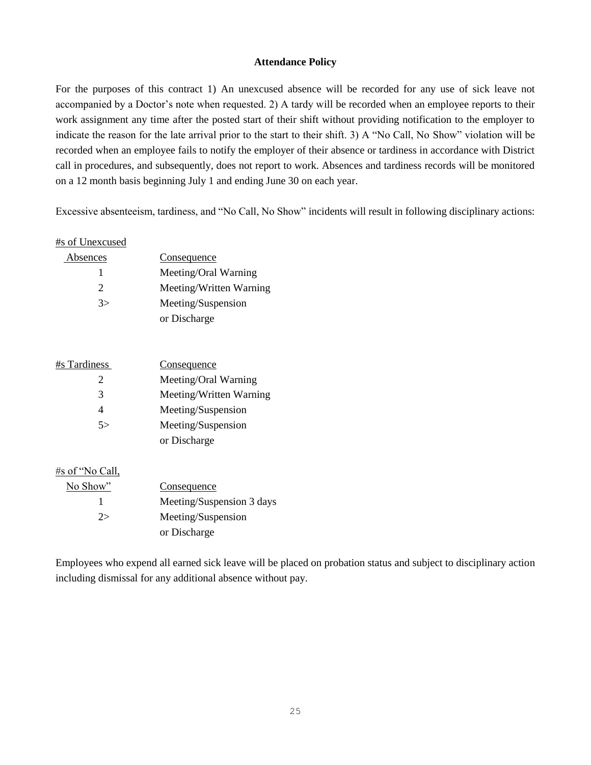## Attendance Policy

For the purposes of this contract 1) An unexcused absence will be recorded for any use of sick leave not accompanied by a Doctor's note when requested. 2) A tardy will be recorded when an employee reports to their work assignment any time after the posted start of their shift without providing notification to the employer to indicate the reason for the late arrival prior to the start to their shift. 3) A "No Call, No Show" violation will be recorded when an employee fails to notify the employer of their absence or tardiness in accordance with District call in procedures, and subsequently, does not report to work. Absences and tardiness records will be monitored on a 12 month basis beginning July 1 and ending June 30 on each year.

Excessive absenteeism, tardiness, and "No Call, No Show" incidents will result in following disciplinary actions:

| #s of Unexcused Absences | Consequence |
|---|---|
| 1 | Meeting/Oral Warning |
| 2 | Meeting/Written Warning |
| 3> | Meeting/Suspension or Discharge |

| #s Tardiness | Consequence |
|---|---|
| 2 | Meeting/Oral Warning |
| 3 | Meeting/Written Warning |
| 4 | Meeting/Suspension |
| 5> | Meeting/Suspension or Discharge |

| #s of "No Call, No Show" | Consequence |
|---|---|
| 1 | Meeting/Suspension 3 days |
| 2> | Meeting/Suspension or Discharge |

Employees who expend all earned sick leave will be placed on probation status and subject to disciplinary action including dismissal for any additional absence without pay.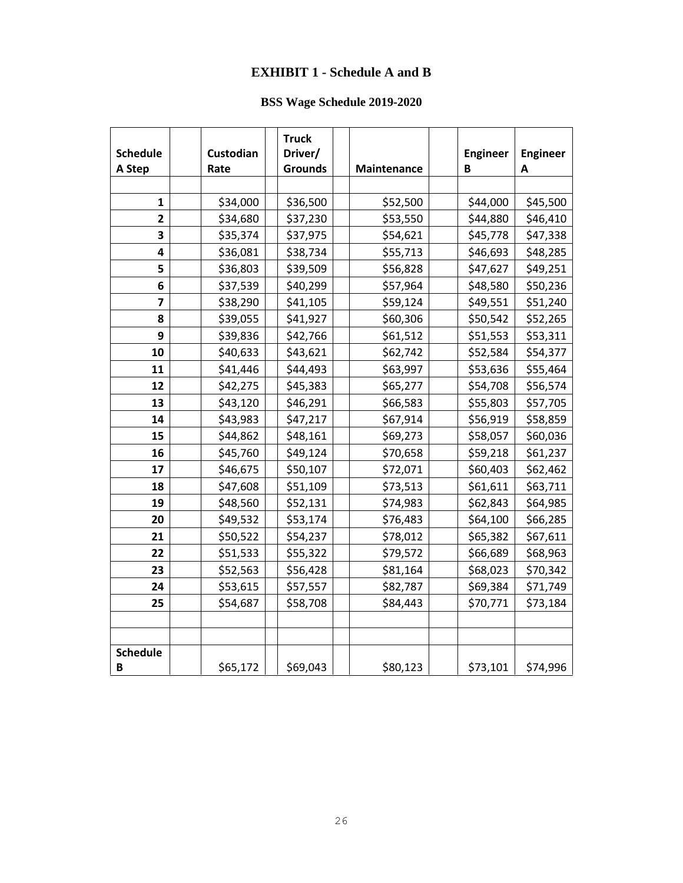# EXHIBIT 1 - Schedule A and B

## BSS Wage Schedule 2019-2020

| Schedule A Step | Custodian Rate | Truck Driver/ Grounds | Maintenance | Engineer B | Engineer A |
|---|---|---|---|---|---|
| 1 | $34,000 | $36,500 | $52,500 | $44,000 | $45,500 |
| 2 | $34,680 | $37,230 | $53,550 | $44,880 | $46,410 |
| 3 | $35,374 | $37,975 | $54,621 | $45,778 | $47,338 |
| 4 | $36,081 | $38,734 | $55,713 | $46,693 | $48,285 |
| 5 | $36,803 | $39,509 | $56,828 | $47,627 | $49,251 |
| 6 | $37,539 | $40,299 | $57,964 | $48,580 | $50,236 |
| 7 | $38,290 | $41,105 | $59,124 | $49,551 | $51,240 |
| 8 | $39,055 | $41,927 | $60,306 | $50,542 | $52,265 |
| 9 | $39,836 | $42,766 | $61,512 | $51,553 | $53,311 |
| 10 | $40,633 | $43,621 | $62,742 | $52,584 | $54,377 |
| 11 | $41,446 | $44,493 | $63,997 | $53,636 | $55,464 |
| 12 | $42,275 | $45,383 | $65,277 | $54,708 | $56,574 |
| 13 | $43,120 | $46,291 | $66,583 | $55,803 | $57,705 |
| 14 | $43,983 | $47,217 | $67,914 | $56,919 | $58,859 |
| 15 | $44,862 | $48,161 | $69,273 | $58,057 | $60,036 |
| 16 | $45,760 | $49,124 | $70,658 | $59,218 | $61,237 |
| 17 | $46,675 | $50,107 | $72,071 | $60,403 | $62,462 |
| 18 | $47,608 | $51,109 | $73,513 | $61,611 | $63,711 |
| 19 | $48,560 | $52,131 | $74,983 | $62,843 | $64,985 |
| 20 | $49,532 | $53,174 | $76,483 | $64,100 | $66,285 |
| 21 | $50,522 | $54,237 | $78,012 | $65,382 | $67,611 |
| 22 | $51,533 | $55,322 | $79,572 | $66,689 | $68,963 |
| 23 | $52,563 | $56,428 | $81,164 | $68,023 | $70,342 |
| 24 | $53,615 | $57,557 | $82,787 | $69,384 | $71,749 |
| 25 | $54,687 | $58,708 | $84,443 | $70,771 | $73,184 |
| | | | | | |
| | | | | | |
| Schedule B | $65,172 | $69,043 | $80,123 | $73,101 | $74,996 |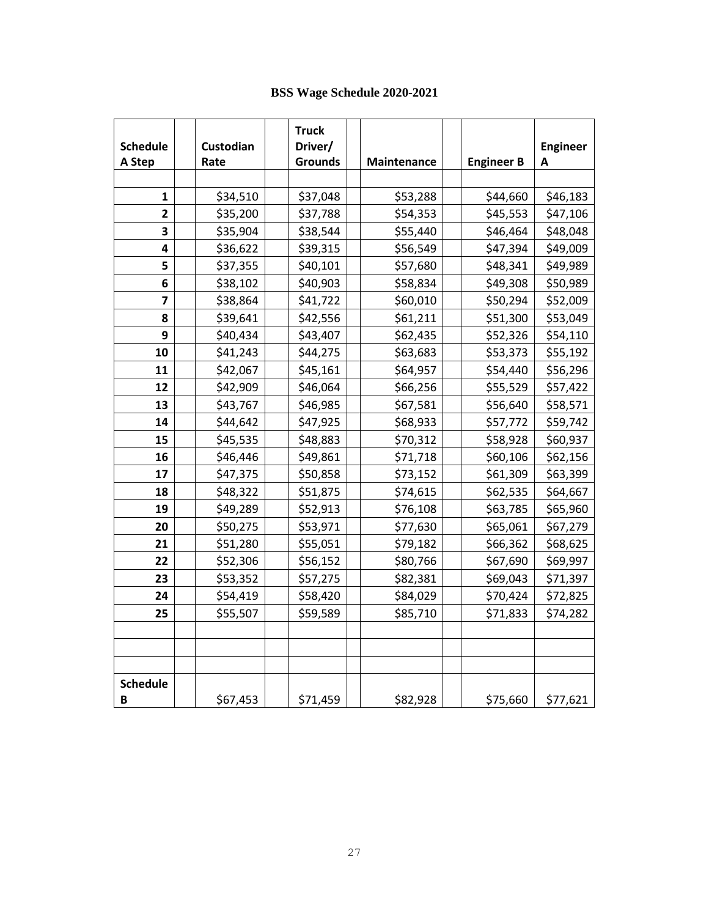# BSS Wage Schedule 2020-2021

| Schedule A Step | Custodian Rate | Truck Driver/ Grounds | Maintenance | Engineer B | Engineer A |
|---|---|---|---|---|---|
| 1 | $34,510 | $37,048 | $53,288 | $44,660 | $46,183 |
| 2 | $35,200 | $37,788 | $54,353 | $45,553 | $47,106 |
| 3 | $35,904 | $38,544 | $55,440 | $46,464 | $48,048 |
| 4 | $36,622 | $39,315 | $56,549 | $47,394 | $49,009 |
| 5 | $37,355 | $40,101 | $57,680 | $48,341 | $49,989 |
| 6 | $38,102 | $40,903 | $58,834 | $49,308 | $50,989 |
| 7 | $38,864 | $41,722 | $60,010 | $50,294 | $52,009 |
| 8 | $39,641 | $42,556 | $61,211 | $51,300 | $53,049 |
| 9 | $40,434 | $43,407 | $62,435 | $52,326 | $54,110 |
| 10 | $41,243 | $44,275 | $63,683 | $53,373 | $55,192 |
| 11 | $42,067 | $45,161 | $64,957 | $54,440 | $56,296 |
| 12 | $42,909 | $46,064 | $66,256 | $55,529 | $57,422 |
| 13 | $43,767 | $46,985 | $67,581 | $56,640 | $58,571 |
| 14 | $44,642 | $47,925 | $68,933 | $57,772 | $59,742 |
| 15 | $45,535 | $48,883 | $70,312 | $58,928 | $60,937 |
| 16 | $46,446 | $49,861 | $71,718 | $60,106 | $62,156 |
| 17 | $47,375 | $50,858 | $73,152 | $61,309 | $63,399 |
| 18 | $48,322 | $51,875 | $74,615 | $62,535 | $64,667 |
| 19 | $49,289 | $52,913 | $76,108 | $63,785 | $65,960 |
| 20 | $50,275 | $53,971 | $77,630 | $65,061 | $67,279 |
| 21 | $51,280 | $55,051 | $79,182 | $66,362 | $68,625 |
| 22 | $52,306 | $56,152 | $80,766 | $67,690 | $69,997 |
| 23 | $53,352 | $57,275 | $82,381 | $69,043 | $71,397 |
| 24 | $54,419 | $58,420 | $84,029 | $70,424 | $72,825 |
| 25 | $55,507 | $59,589 | $85,710 | $71,833 | $74,282 |
| | | | | | |
| | | | | | |
| | | | | | |
| Schedule B | $67,453 | $71,459 | $82,928 | $75,660 | $77,621 |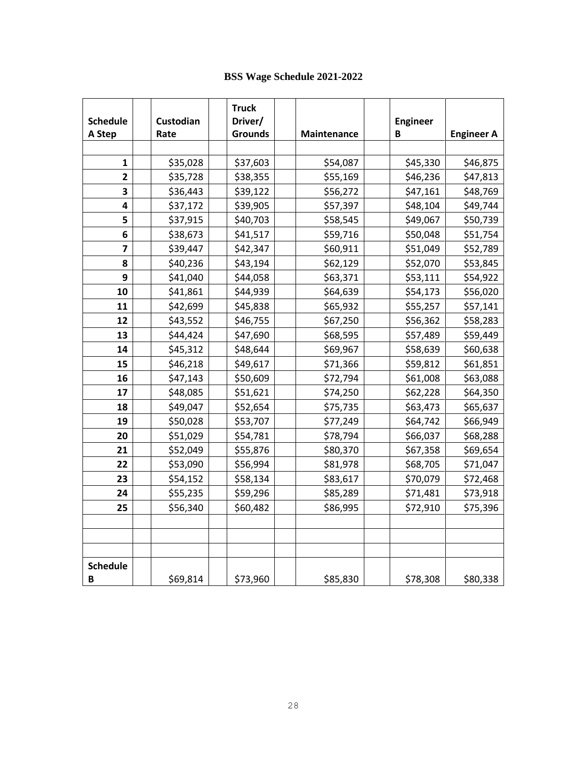**BSS Wage Schedule 2021-2022**

| Schedule A Step | Custodian Rate | Truck Driver/ Grounds | Maintenance | Engineer B | Engineer A |
|---|---|---|---|---|---|
| 1 | $35,028 | $37,603 | $54,087 | $45,330 | $46,875 |
| 2 | $35,728 | $38,355 | $55,169 | $46,236 | $47,813 |
| 3 | $36,443 | $39,122 | $56,272 | $47,161 | $48,769 |
| 4 | $37,172 | $39,905 | $57,397 | $48,104 | $49,744 |
| 5 | $37,915 | $40,703 | $58,545 | $49,067 | $50,739 |
| 6 | $38,673 | $41,517 | $59,716 | $50,048 | $51,754 |
| 7 | $39,447 | $42,347 | $60,911 | $51,049 | $52,789 |
| 8 | $40,236 | $43,194 | $62,129 | $52,070 | $53,845 |
| 9 | $41,040 | $44,058 | $63,371 | $53,111 | $54,922 |
| 10 | $41,861 | $44,939 | $64,639 | $54,173 | $56,020 |
| 11 | $42,699 | $45,838 | $65,932 | $55,257 | $57,141 |
| 12 | $43,552 | $46,755 | $67,250 | $56,362 | $58,283 |
| 13 | $44,424 | $47,690 | $68,595 | $57,489 | $59,449 |
| 14 | $45,312 | $48,644 | $69,967 | $58,639 | $60,638 |
| 15 | $46,218 | $49,617 | $71,366 | $59,812 | $61,851 |
| 16 | $47,143 | $50,609 | $72,794 | $61,008 | $63,088 |
| 17 | $48,085 | $51,621 | $74,250 | $62,228 | $64,350 |
| 18 | $49,047 | $52,654 | $75,735 | $63,473 | $65,637 |
| 19 | $50,028 | $53,707 | $77,249 | $64,742 | $66,949 |
| 20 | $51,029 | $54,781 | $78,794 | $66,037 | $68,288 |
| 21 | $52,049 | $55,876 | $80,370 | $67,358 | $69,654 |
| 22 | $53,090 | $56,994 | $81,978 | $68,705 | $71,047 |
| 23 | $54,152 | $58,134 | $83,617 | $70,079 | $72,468 |
| 24 | $55,235 | $59,296 | $85,289 | $71,481 | $73,918 |
| 25 | $56,340 | $60,482 | $86,995 | $72,910 | $75,396 |
| Schedule B | $69,814 | $73,960 | $85,830 | $78,308 | $80,338 |